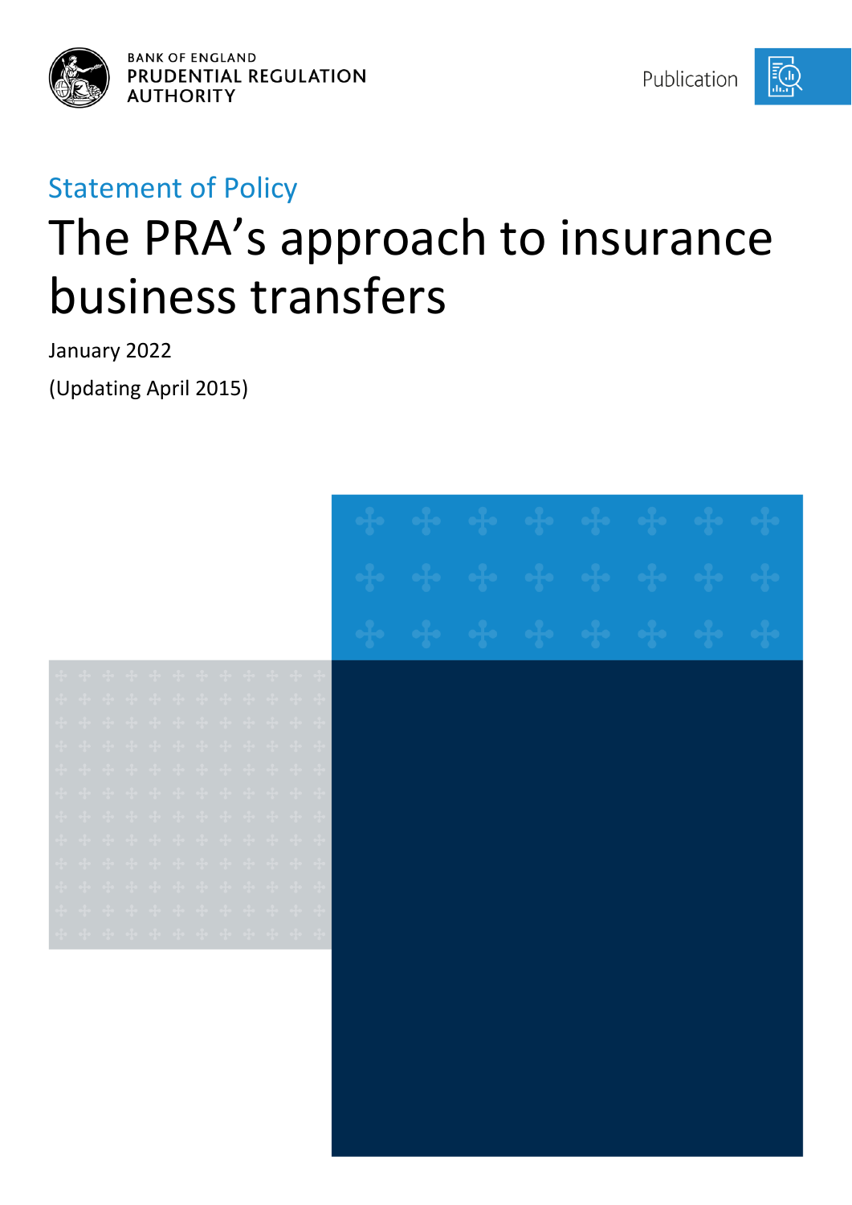BANK OF ENGLAND
PRUDENTIAL REGULATION
AUTHORITY

Publication

Statement of Policy

# The PRA's approach to insurance business transfers

January 2022

(Updating April 2015)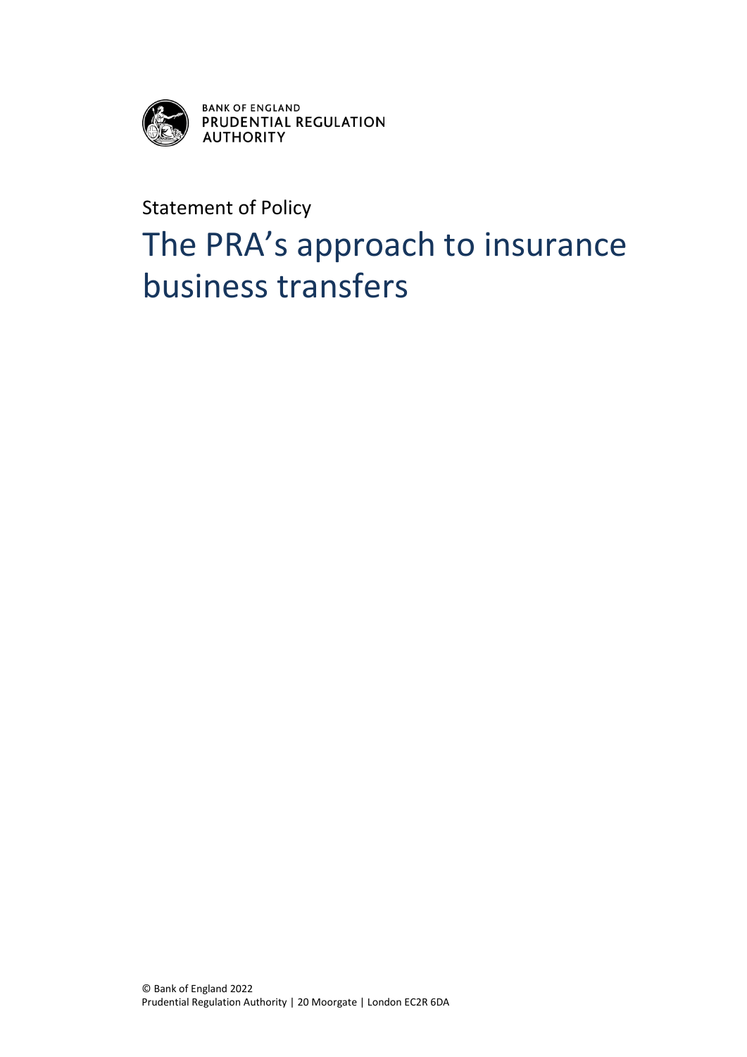BANK OF ENGLAND
PRUDENTIAL REGULATION AUTHORITY

Statement of Policy

# The PRA's approach to insurance business transfers

© Bank of England 2022
Prudential Regulation Authority | 20 Moorgate | London EC2R 6DA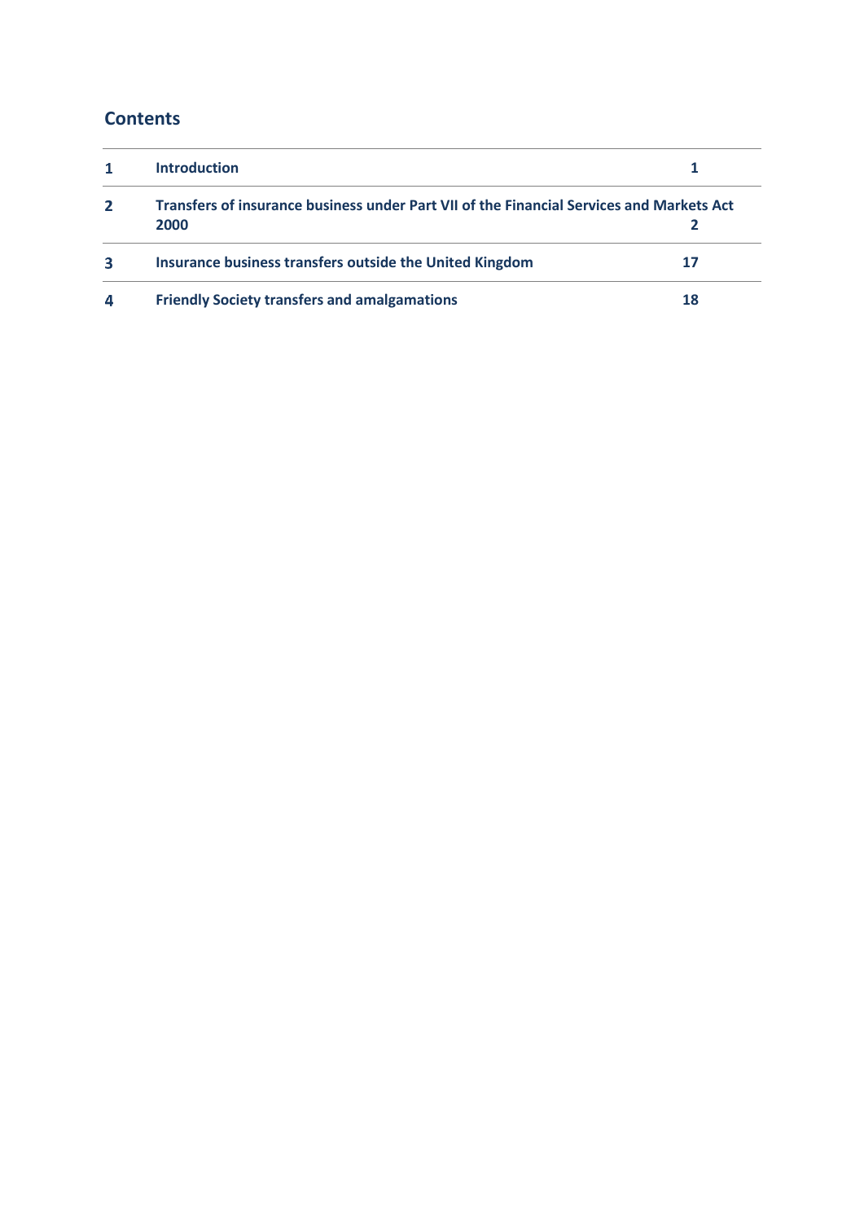## Contents

| | | |
|---|---|---|
| **1** | **Introduction** | **1** |
| **2** | **Transfers of insurance business under Part VII of the Financial Services and Markets Act 2000** | **2** |
| **3** | **Insurance business transfers outside the United Kingdom** | **17** |
| **4** | **Friendly Society transfers and amalgamations** | **18** |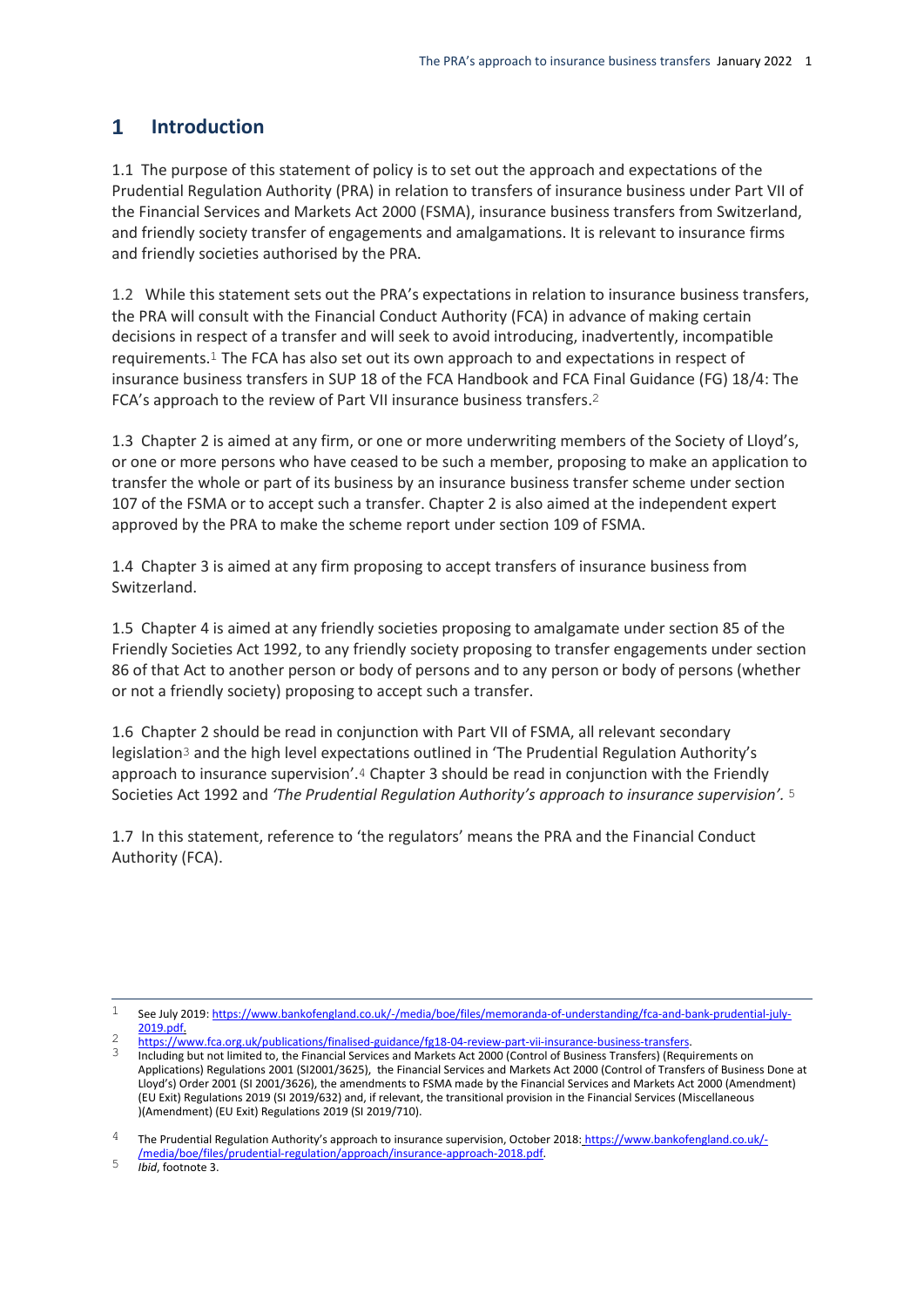# 1 Introduction

1.1 The purpose of this statement of policy is to set out the approach and expectations of the Prudential Regulation Authority (PRA) in relation to transfers of insurance business under Part VII of the Financial Services and Markets Act 2000 (FSMA), insurance business transfers from Switzerland, and friendly society transfer of engagements and amalgamations. It is relevant to insurance firms and friendly societies authorised by the PRA.

1.2 While this statement sets out the PRA's expectations in relation to insurance business transfers, the PRA will consult with the Financial Conduct Authority (FCA) in advance of making certain decisions in respect of a transfer and will seek to avoid introducing, inadvertently, incompatible requirements.[1] The FCA has also set out its own approach to and expectations in respect of insurance business transfers in SUP 18 of the FCA Handbook and FCA Final Guidance (FG) 18/4: The FCA's approach to the review of Part VII insurance business transfers.[2]

1.3 Chapter 2 is aimed at any firm, or one or more underwriting members of the Society of Lloyd's, or one or more persons who have ceased to be such a member, proposing to make an application to transfer the whole or part of its business by an insurance business transfer scheme under section 107 of the FSMA or to accept such a transfer. Chapter 2 is also aimed at the independent expert approved by the PRA to make the scheme report under section 109 of FSMA.

1.4 Chapter 3 is aimed at any firm proposing to accept transfers of insurance business from Switzerland.

1.5 Chapter 4 is aimed at any friendly societies proposing to amalgamate under section 85 of the Friendly Societies Act 1992, to any friendly society proposing to transfer engagements under section 86 of that Act to another person or body of persons and to any person or body of persons (whether or not a friendly society) proposing to accept such a transfer.

1.6 Chapter 2 should be read in conjunction with Part VII of FSMA, all relevant secondary legislation[3] and the high level expectations outlined in 'The Prudential Regulation Authority's approach to insurance supervision'.[4] Chapter 3 should be read in conjunction with the Friendly Societies Act 1992 and *'The Prudential Regulation Authority's approach to insurance supervision'.* [5]

1.7 In this statement, reference to 'the regulators' means the PRA and the Financial Conduct Authority (FCA).

---

1 See July 2019: https://www.bankofengland.co.uk/-/media/boe/files/memoranda-of-understanding/fca-and-bank-prudential-july-2019.pdf.

2 https://www.fca.org.uk/publications/finalised-guidance/fg18-04-review-part-vii-insurance-business-transfers.

3 Including but not limited to, the Financial Services and Markets Act 2000 (Control of Business Transfers) (Requirements on Applications) Regulations 2001 (SI2001/3625), the Financial Services and Markets Act 2000 (Control of Transfers of Business Done at Lloyd's) Order 2001 (SI 2001/3626), the amendments to FSMA made by the Financial Services and Markets Act 2000 (Amendment) (EU Exit) Regulations 2019 (SI 2019/632) and, if relevant, the transitional provision in the Financial Services (Miscellaneous )(Amendment) (EU Exit) Regulations 2019 (SI 2019/710).

4 The Prudential Regulation Authority's approach to insurance supervision, October 2018: https://www.bankofengland.co.uk/-/media/boe/files/prudential-regulation/approach/insurance-approach-2018.pdf.

5 *Ibid*, footnote 3.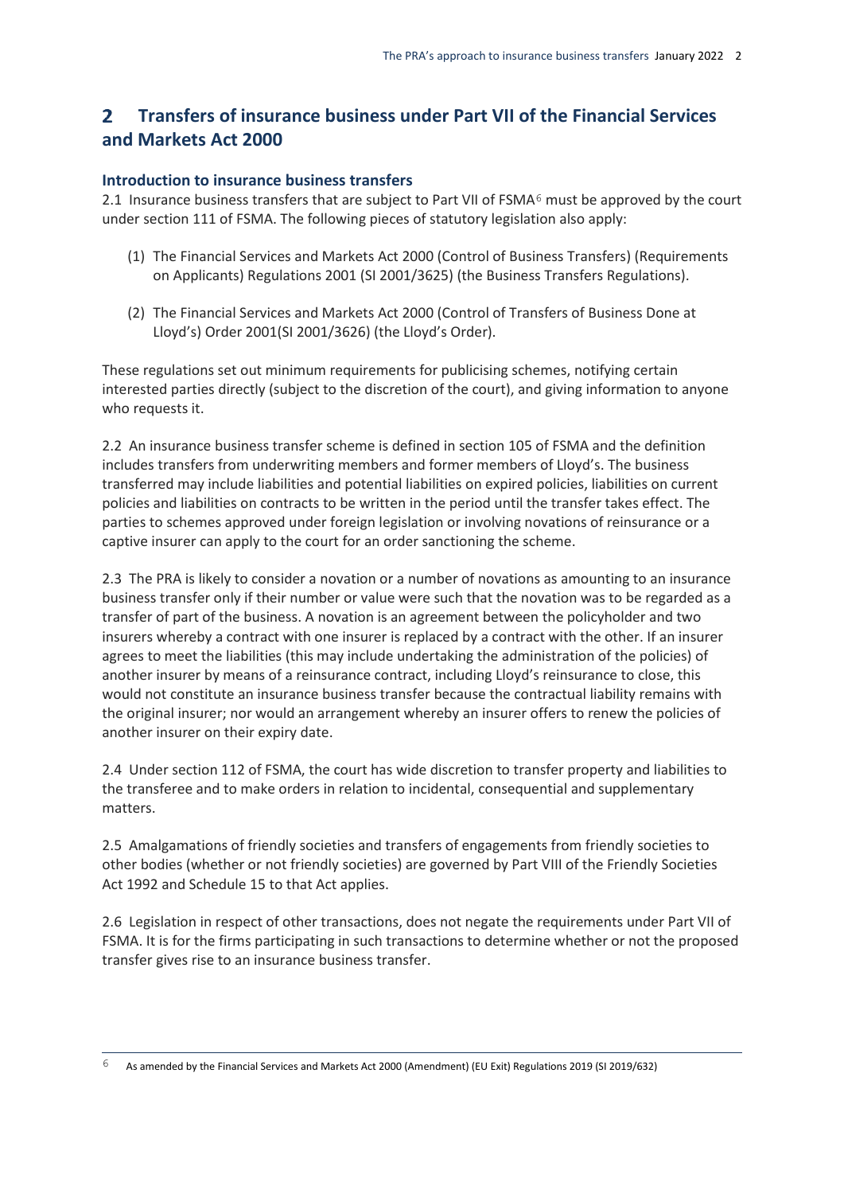## 2 Transfers of insurance business under Part VII of the Financial Services and Markets Act 2000

### Introduction to insurance business transfers

2.1 Insurance business transfers that are subject to Part VII of FSMA[6] must be approved by the court under section 111 of FSMA. The following pieces of statutory legislation also apply:

(1) The Financial Services and Markets Act 2000 (Control of Business Transfers) (Requirements on Applicants) Regulations 2001 (SI 2001/3625) (the Business Transfers Regulations).

(2) The Financial Services and Markets Act 2000 (Control of Transfers of Business Done at Lloyd's) Order 2001(SI 2001/3626) (the Lloyd's Order).

These regulations set out minimum requirements for publicising schemes, notifying certain interested parties directly (subject to the discretion of the court), and giving information to anyone who requests it.

2.2 An insurance business transfer scheme is defined in section 105 of FSMA and the definition includes transfers from underwriting members and former members of Lloyd's. The business transferred may include liabilities and potential liabilities on expired policies, liabilities on current policies and liabilities on contracts to be written in the period until the transfer takes effect. The parties to schemes approved under foreign legislation or involving novations of reinsurance or a captive insurer can apply to the court for an order sanctioning the scheme.

2.3 The PRA is likely to consider a novation or a number of novations as amounting to an insurance business transfer only if their number or value were such that the novation was to be regarded as a transfer of part of the business. A novation is an agreement between the policyholder and two insurers whereby a contract with one insurer is replaced by a contract with the other. If an insurer agrees to meet the liabilities (this may include undertaking the administration of the policies) of another insurer by means of a reinsurance contract, including Lloyd's reinsurance to close, this would not constitute an insurance business transfer because the contractual liability remains with the original insurer; nor would an arrangement whereby an insurer offers to renew the policies of another insurer on their expiry date.

2.4 Under section 112 of FSMA, the court has wide discretion to transfer property and liabilities to the transferee and to make orders in relation to incidental, consequential and supplementary matters.

2.5 Amalgamations of friendly societies and transfers of engagements from friendly societies to other bodies (whether or not friendly societies) are governed by Part VIII of the Friendly Societies Act 1992 and Schedule 15 to that Act applies.

2.6 Legislation in respect of other transactions, does not negate the requirements under Part VII of FSMA. It is for the firms participating in such transactions to determine whether or not the proposed transfer gives rise to an insurance business transfer.

---

[6] As amended by the Financial Services and Markets Act 2000 (Amendment) (EU Exit) Regulations 2019 (SI 2019/632)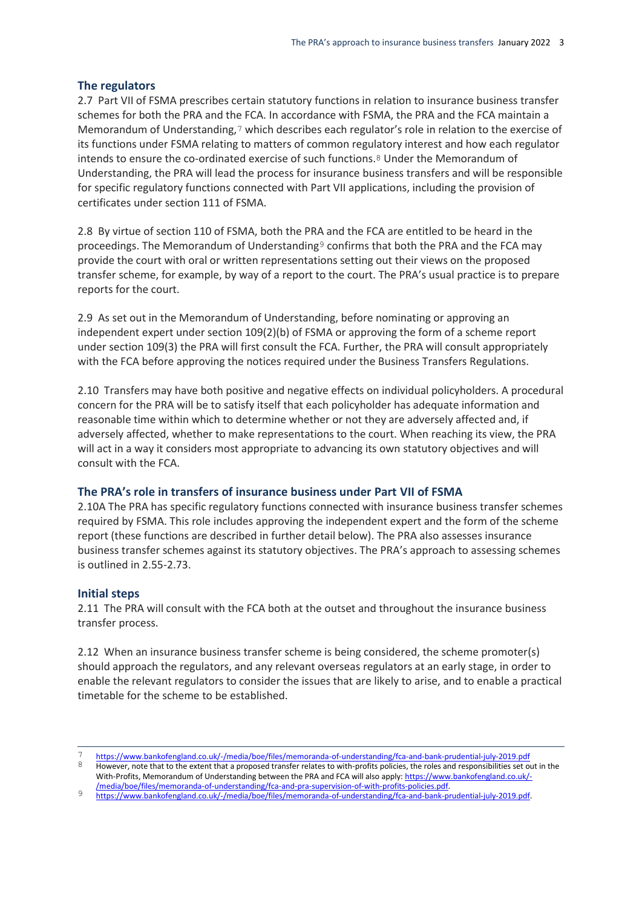### The regulators

2.7 Part VII of FSMA prescribes certain statutory functions in relation to insurance business transfer schemes for both the PRA and the FCA. In accordance with FSMA, the PRA and the FCA maintain a Memorandum of Understanding,[7] which describes each regulator's role in relation to the exercise of its functions under FSMA relating to matters of common regulatory interest and how each regulator intends to ensure the co-ordinated exercise of such functions.[8] Under the Memorandum of Understanding, the PRA will lead the process for insurance business transfers and will be responsible for specific regulatory functions connected with Part VII applications, including the provision of certificates under section 111 of FSMA.

2.8 By virtue of section 110 of FSMA, both the PRA and the FCA are entitled to be heard in the proceedings. The Memorandum of Understanding[9] confirms that both the PRA and the FCA may provide the court with oral or written representations setting out their views on the proposed transfer scheme, for example, by way of a report to the court. The PRA's usual practice is to prepare reports for the court.

2.9 As set out in the Memorandum of Understanding, before nominating or approving an independent expert under section 109(2)(b) of FSMA or approving the form of a scheme report under section 109(3) the PRA will first consult the FCA. Further, the PRA will consult appropriately with the FCA before approving the notices required under the Business Transfers Regulations.

2.10 Transfers may have both positive and negative effects on individual policyholders. A procedural concern for the PRA will be to satisfy itself that each policyholder has adequate information and reasonable time within which to determine whether or not they are adversely affected and, if adversely affected, whether to make representations to the court. When reaching its view, the PRA will act in a way it considers most appropriate to advancing its own statutory objectives and will consult with the FCA.

### The PRA's role in transfers of insurance business under Part VII of FSMA

2.10A The PRA has specific regulatory functions connected with insurance business transfer schemes required by FSMA. This role includes approving the independent expert and the form of the scheme report (these functions are described in further detail below). The PRA also assesses insurance business transfer schemes against its statutory objectives. The PRA's approach to assessing schemes is outlined in 2.55-2.73.

### Initial steps

2.11 The PRA will consult with the FCA both at the outset and throughout the insurance business transfer process.

2.12 When an insurance business transfer scheme is being considered, the scheme promoter(s) should approach the regulators, and any relevant overseas regulators at an early stage, in order to enable the relevant regulators to consider the issues that are likely to arise, and to enable a practical timetable for the scheme to be established.

---

[7] https://www.bankofengland.co.uk/-/media/boe/files/memoranda-of-understanding/fca-and-bank-prudential-july-2019.pdf

[8] However, note that to the extent that a proposed transfer relates to with-profits policies, the roles and responsibilities set out in the With-Profits, Memorandum of Understanding between the PRA and FCA will also apply: https://www.bankofengland.co.uk/-/media/boe/files/memoranda-of-understanding/fca-and-pra-supervision-of-with-profits-policies.pdf.

[9] https://www.bankofengland.co.uk/-/media/boe/files/memoranda-of-understanding/fca-and-bank-prudential-july-2019.pdf.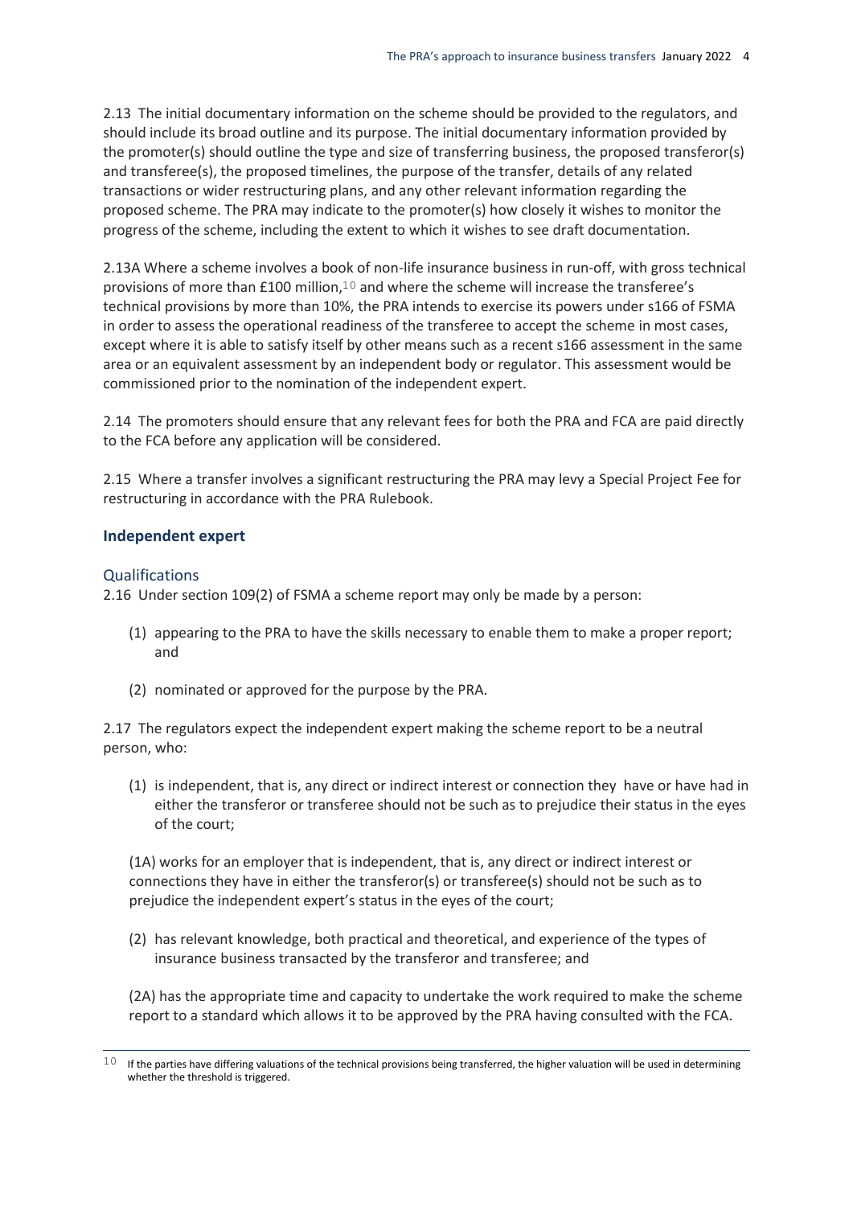2.13 The initial documentary information on the scheme should be provided to the regulators, and should include its broad outline and its purpose. The initial documentary information provided by the promoter(s) should outline the type and size of transferring business, the proposed transferor(s) and transferee(s), the proposed timelines, the purpose of the transfer, details of any related transactions or wider restructuring plans, and any other relevant information regarding the proposed scheme. The PRA may indicate to the promoter(s) how closely it wishes to monitor the progress of the scheme, including the extent to which it wishes to see draft documentation.

2.13A Where a scheme involves a book of non-life insurance business in run-off, with gross technical provisions of more than £100 million,[10] and where the scheme will increase the transferee's technical provisions by more than 10%, the PRA intends to exercise its powers under s166 of FSMA in order to assess the operational readiness of the transferee to accept the scheme in most cases, except where it is able to satisfy itself by other means such as a recent s166 assessment in the same area or an equivalent assessment by an independent body or regulator. This assessment would be commissioned prior to the nomination of the independent expert.

2.14 The promoters should ensure that any relevant fees for both the PRA and FCA are paid directly to the FCA before any application will be considered.

2.15 Where a transfer involves a significant restructuring the PRA may levy a Special Project Fee for restructuring in accordance with the PRA Rulebook.

## Independent expert

### Qualifications

2.16 Under section 109(2) of FSMA a scheme report may only be made by a person:

(1) appearing to the PRA to have the skills necessary to enable them to make a proper report; and

(2) nominated or approved for the purpose by the PRA.

2.17 The regulators expect the independent expert making the scheme report to be a neutral person, who:

(1) is independent, that is, any direct or indirect interest or connection they have or have had in either the transferor or transferee should not be such as to prejudice their status in the eyes of the court;

(1A) works for an employer that is independent, that is, any direct or indirect interest or connections they have in either the transferor(s) or transferee(s) should not be such as to prejudice the independent expert's status in the eyes of the court;

(2) has relevant knowledge, both practical and theoretical, and experience of the types of insurance business transacted by the transferor and transferee; and

(2A) has the appropriate time and capacity to undertake the work required to make the scheme report to a standard which allows it to be approved by the PRA having consulted with the FCA.

---

[10] If the parties have differing valuations of the technical provisions being transferred, the higher valuation will be used in determining whether the threshold is triggered.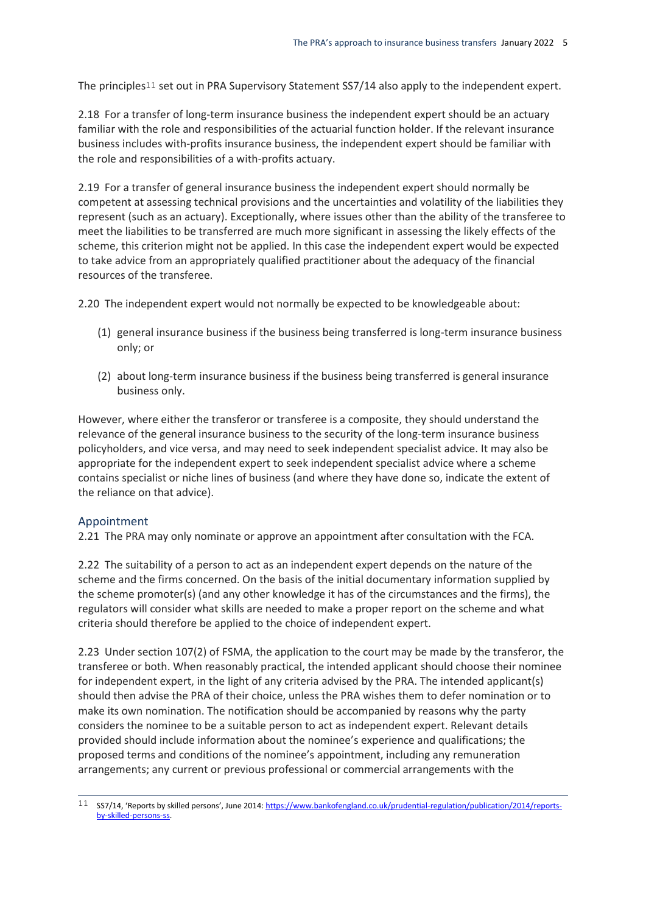The principles[11] set out in PRA Supervisory Statement SS7/14 also apply to the independent expert.

2.18 For a transfer of long-term insurance business the independent expert should be an actuary familiar with the role and responsibilities of the actuarial function holder. If the relevant insurance business includes with-profits insurance business, the independent expert should be familiar with the role and responsibilities of a with-profits actuary.

2.19 For a transfer of general insurance business the independent expert should normally be competent at assessing technical provisions and the uncertainties and volatility of the liabilities they represent (such as an actuary). Exceptionally, where issues other than the ability of the transferee to meet the liabilities to be transferred are much more significant in assessing the likely effects of the scheme, this criterion might not be applied. In this case the independent expert would be expected to take advice from an appropriately qualified practitioner about the adequacy of the financial resources of the transferee.

2.20 The independent expert would not normally be expected to be knowledgeable about:

(1) general insurance business if the business being transferred is long-term insurance business only; or

(2) about long-term insurance business if the business being transferred is general insurance business only.

However, where either the transferor or transferee is a composite, they should understand the relevance of the general insurance business to the security of the long-term insurance business policyholders, and vice versa, and may need to seek independent specialist advice. It may also be appropriate for the independent expert to seek independent specialist advice where a scheme contains specialist or niche lines of business (and where they have done so, indicate the extent of the reliance on that advice).

## Appointment

2.21 The PRA may only nominate or approve an appointment after consultation with the FCA.

2.22 The suitability of a person to act as an independent expert depends on the nature of the scheme and the firms concerned. On the basis of the initial documentary information supplied by the scheme promoter(s) (and any other knowledge it has of the circumstances and the firms), the regulators will consider what skills are needed to make a proper report on the scheme and what criteria should therefore be applied to the choice of independent expert.

2.23 Under section 107(2) of FSMA, the application to the court may be made by the transferor, the transferee or both. When reasonably practical, the intended applicant should choose their nominee for independent expert, in the light of any criteria advised by the PRA. The intended applicant(s) should then advise the PRA of their choice, unless the PRA wishes them to defer nomination or to make its own nomination. The notification should be accompanied by reasons why the party considers the nominee to be a suitable person to act as independent expert. Relevant details provided should include information about the nominee's experience and qualifications; the proposed terms and conditions of the nominee's appointment, including any remuneration arrangements; any current or previous professional or commercial arrangements with the

[11] SS7/14, 'Reports by skilled persons', June 2014: https://www.bankofengland.co.uk/prudential-regulation/publication/2014/reports-by-skilled-persons-ss.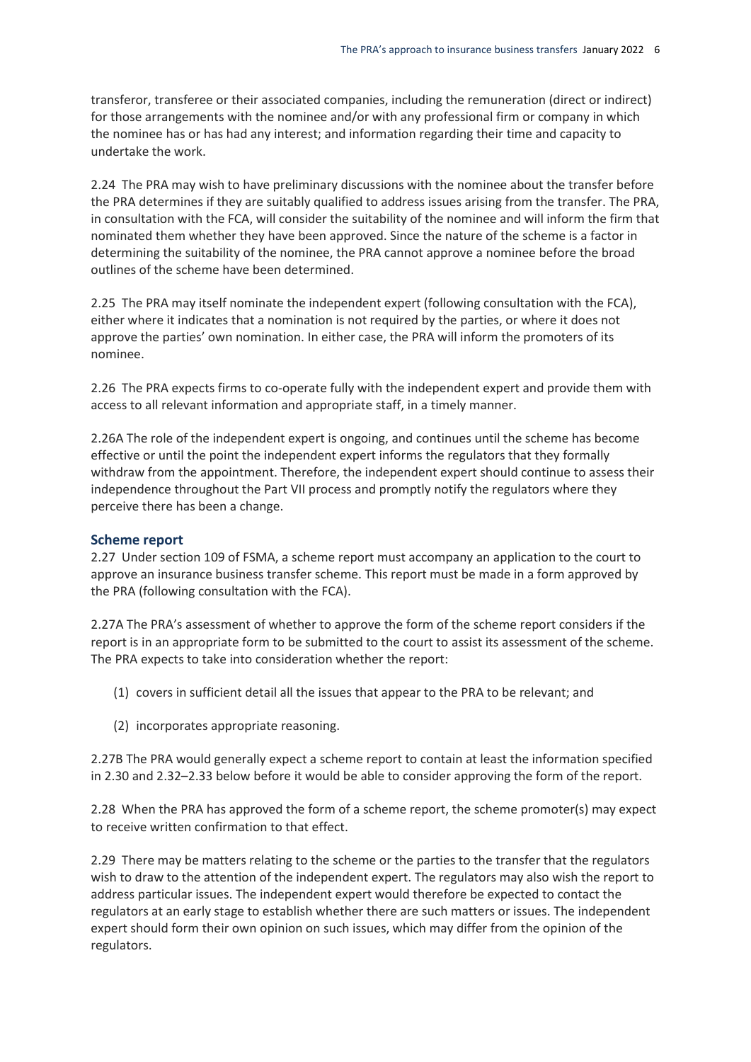transferor, transferee or their associated companies, including the remuneration (direct or indirect) for those arrangements with the nominee and/or with any professional firm or company in which the nominee has or has had any interest; and information regarding their time and capacity to undertake the work.

2.24 The PRA may wish to have preliminary discussions with the nominee about the transfer before the PRA determines if they are suitably qualified to address issues arising from the transfer. The PRA, in consultation with the FCA, will consider the suitability of the nominee and will inform the firm that nominated them whether they have been approved. Since the nature of the scheme is a factor in determining the suitability of the nominee, the PRA cannot approve a nominee before the broad outlines of the scheme have been determined.

2.25 The PRA may itself nominate the independent expert (following consultation with the FCA), either where it indicates that a nomination is not required by the parties, or where it does not approve the parties' own nomination. In either case, the PRA will inform the promoters of its nominee.

2.26 The PRA expects firms to co-operate fully with the independent expert and provide them with access to all relevant information and appropriate staff, in a timely manner.

2.26A The role of the independent expert is ongoing, and continues until the scheme has become effective or until the point the independent expert informs the regulators that they formally withdraw from the appointment. Therefore, the independent expert should continue to assess their independence throughout the Part VII process and promptly notify the regulators where they perceive there has been a change.

### Scheme report

2.27 Under section 109 of FSMA, a scheme report must accompany an application to the court to approve an insurance business transfer scheme. This report must be made in a form approved by the PRA (following consultation with the FCA).

2.27A The PRA's assessment of whether to approve the form of the scheme report considers if the report is in an appropriate form to be submitted to the court to assist its assessment of the scheme. The PRA expects to take into consideration whether the report:

(1) covers in sufficient detail all the issues that appear to the PRA to be relevant; and

(2) incorporates appropriate reasoning.

2.27B The PRA would generally expect a scheme report to contain at least the information specified in 2.30 and 2.32–2.33 below before it would be able to consider approving the form of the report.

2.28 When the PRA has approved the form of a scheme report, the scheme promoter(s) may expect to receive written confirmation to that effect.

2.29 There may be matters relating to the scheme or the parties to the transfer that the regulators wish to draw to the attention of the independent expert. The regulators may also wish the report to address particular issues. The independent expert would therefore be expected to contact the regulators at an early stage to establish whether there are such matters or issues. The independent expert should form their own opinion on such issues, which may differ from the opinion of the regulators.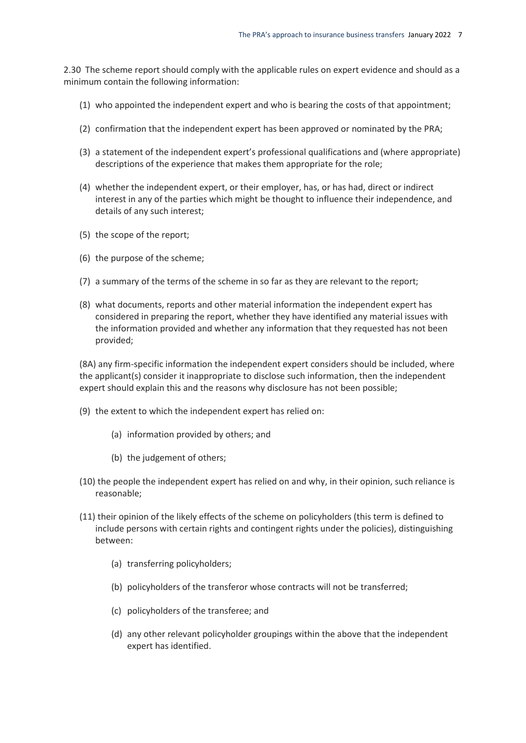2.30 The scheme report should comply with the applicable rules on expert evidence and should as a minimum contain the following information:

(1) who appointed the independent expert and who is bearing the costs of that appointment;

(2) confirmation that the independent expert has been approved or nominated by the PRA;

(3) a statement of the independent expert's professional qualifications and (where appropriate) descriptions of the experience that makes them appropriate for the role;

(4) whether the independent expert, or their employer, has, or has had, direct or indirect interest in any of the parties which might be thought to influence their independence, and details of any such interest;

(5) the scope of the report;

(6) the purpose of the scheme;

(7) a summary of the terms of the scheme in so far as they are relevant to the report;

(8) what documents, reports and other material information the independent expert has considered in preparing the report, whether they have identified any material issues with the information provided and whether any information that they requested has not been provided;

(8A) any firm-specific information the independent expert considers should be included, where the applicant(s) consider it inappropriate to disclose such information, then the independent expert should explain this and the reasons why disclosure has not been possible;

(9) the extent to which the independent expert has relied on:

  (a) information provided by others; and

  (b) the judgement of others;

(10) the people the independent expert has relied on and why, in their opinion, such reliance is reasonable;

(11) their opinion of the likely effects of the scheme on policyholders (this term is defined to include persons with certain rights and contingent rights under the policies), distinguishing between:

  (a) transferring policyholders;

  (b) policyholders of the transferor whose contracts will not be transferred;

  (c) policyholders of the transferee; and

  (d) any other relevant policyholder groupings within the above that the independent expert has identified.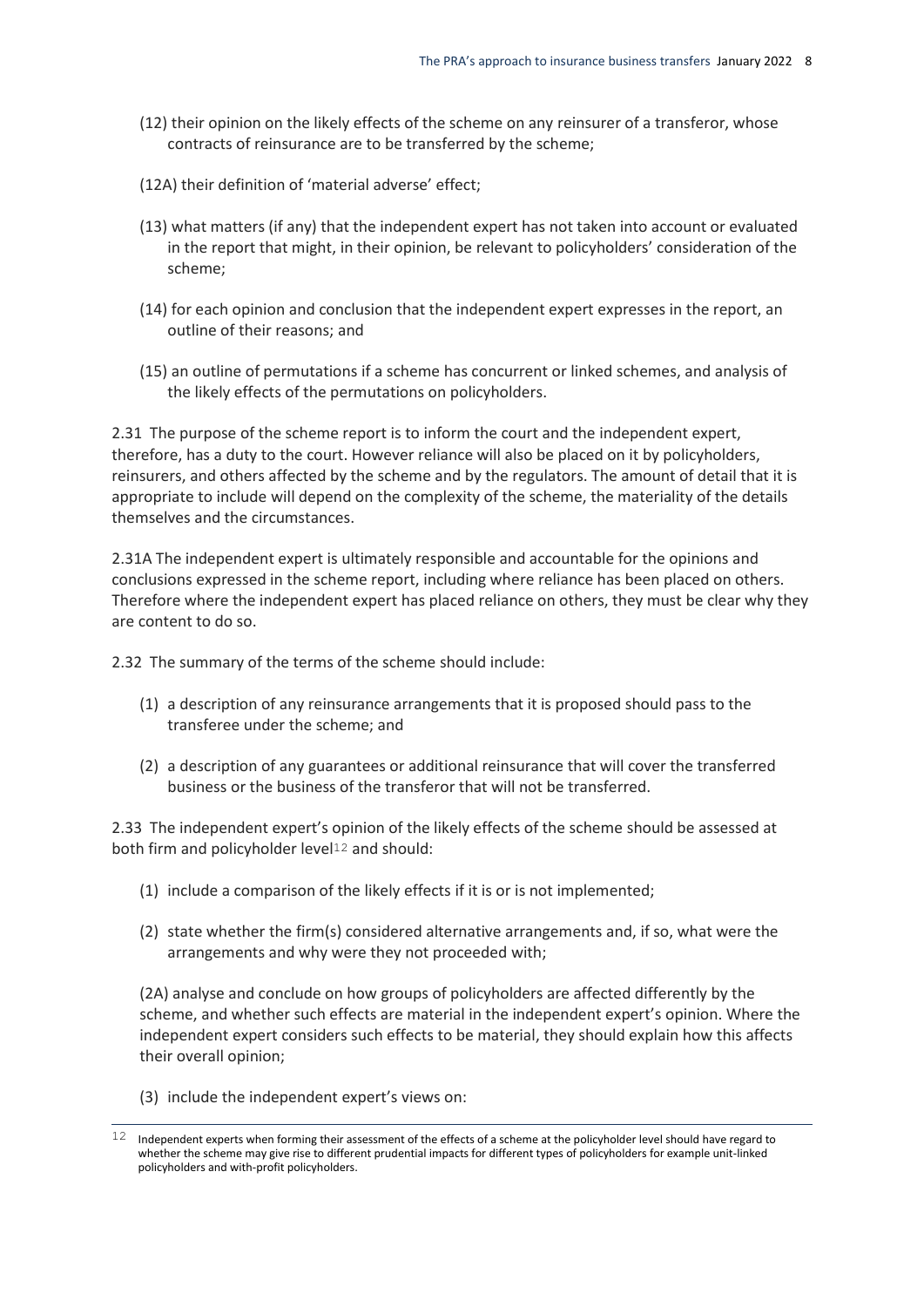(12) their opinion on the likely effects of the scheme on any reinsurer of a transferor, whose contracts of reinsurance are to be transferred by the scheme;

(12A) their definition of 'material adverse' effect;

(13) what matters (if any) that the independent expert has not taken into account or evaluated in the report that might, in their opinion, be relevant to policyholders' consideration of the scheme;

(14) for each opinion and conclusion that the independent expert expresses in the report, an outline of their reasons; and

(15) an outline of permutations if a scheme has concurrent or linked schemes, and analysis of the likely effects of the permutations on policyholders.

2.31 The purpose of the scheme report is to inform the court and the independent expert, therefore, has a duty to the court. However reliance will also be placed on it by policyholders, reinsurers, and others affected by the scheme and by the regulators. The amount of detail that it is appropriate to include will depend on the complexity of the scheme, the materiality of the details themselves and the circumstances.

2.31A The independent expert is ultimately responsible and accountable for the opinions and conclusions expressed in the scheme report, including where reliance has been placed on others. Therefore where the independent expert has placed reliance on others, they must be clear why they are content to do so.

2.32 The summary of the terms of the scheme should include:

(1) a description of any reinsurance arrangements that it is proposed should pass to the transferee under the scheme; and

(2) a description of any guarantees or additional reinsurance that will cover the transferred business or the business of the transferor that will not be transferred.

2.33 The independent expert's opinion of the likely effects of the scheme should be assessed at both firm and policyholder level[12] and should:

(1) include a comparison of the likely effects if it is or is not implemented;

(2) state whether the firm(s) considered alternative arrangements and, if so, what were the arrangements and why were they not proceeded with;

(2A) analyse and conclude on how groups of policyholders are affected differently by the scheme, and whether such effects are material in the independent expert's opinion. Where the independent expert considers such effects to be material, they should explain how this affects their overall opinion;

(3) include the independent expert's views on:

[12] Independent experts when forming their assessment of the effects of a scheme at the policyholder level should have regard to whether the scheme may give rise to different prudential impacts for different types of policyholders for example unit-linked policyholders and with-profit policyholders.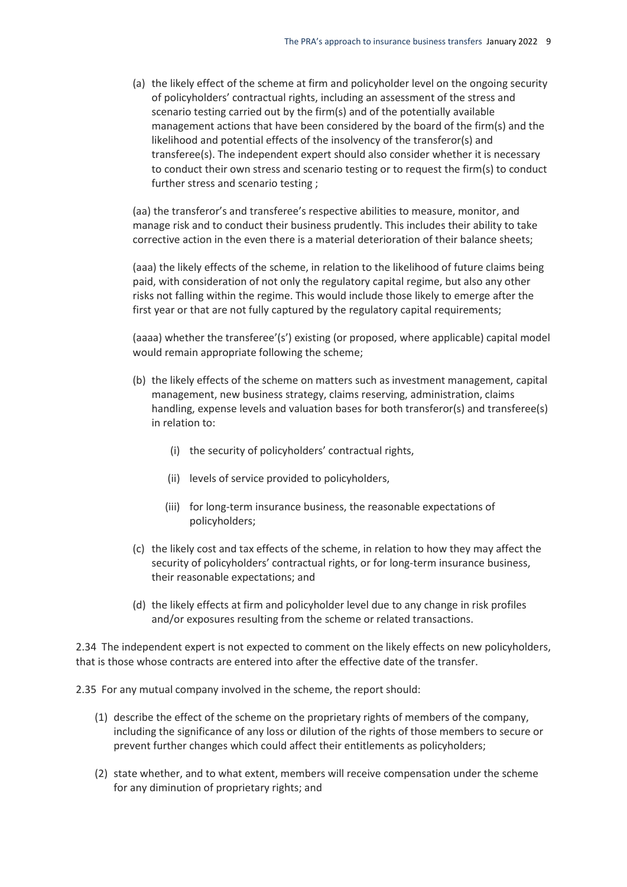(a) the likely effect of the scheme at firm and policyholder level on the ongoing security of policyholders' contractual rights, including an assessment of the stress and scenario testing carried out by the firm(s) and of the potentially available management actions that have been considered by the board of the firm(s) and the likelihood and potential effects of the insolvency of the transferor(s) and transferee(s). The independent expert should also consider whether it is necessary to conduct their own stress and scenario testing or to request the firm(s) to conduct further stress and scenario testing ;

(aa) the transferor's and transferee's respective abilities to measure, monitor, and manage risk and to conduct their business prudently. This includes their ability to take corrective action in the even there is a material deterioration of their balance sheets;

(aaa) the likely effects of the scheme, in relation to the likelihood of future claims being paid, with consideration of not only the regulatory capital regime, but also any other risks not falling within the regime. This would include those likely to emerge after the first year or that are not fully captured by the regulatory capital requirements;

(aaaa) whether the transferee'(s') existing (or proposed, where applicable) capital model would remain appropriate following the scheme;

(b) the likely effects of the scheme on matters such as investment management, capital management, new business strategy, claims reserving, administration, claims handling, expense levels and valuation bases for both transferor(s) and transferee(s) in relation to:

   (i) the security of policyholders' contractual rights,

   (ii) levels of service provided to policyholders,

   (iii) for long-term insurance business, the reasonable expectations of policyholders;

(c) the likely cost and tax effects of the scheme, in relation to how they may affect the security of policyholders' contractual rights, or for long-term insurance business, their reasonable expectations; and

(d) the likely effects at firm and policyholder level due to any change in risk profiles and/or exposures resulting from the scheme or related transactions.

2.34 The independent expert is not expected to comment on the likely effects on new policyholders, that is those whose contracts are entered into after the effective date of the transfer.

2.35 For any mutual company involved in the scheme, the report should:

(1) describe the effect of the scheme on the proprietary rights of members of the company, including the significance of any loss or dilution of the rights of those members to secure or prevent further changes which could affect their entitlements as policyholders;

(2) state whether, and to what extent, members will receive compensation under the scheme for any diminution of proprietary rights; and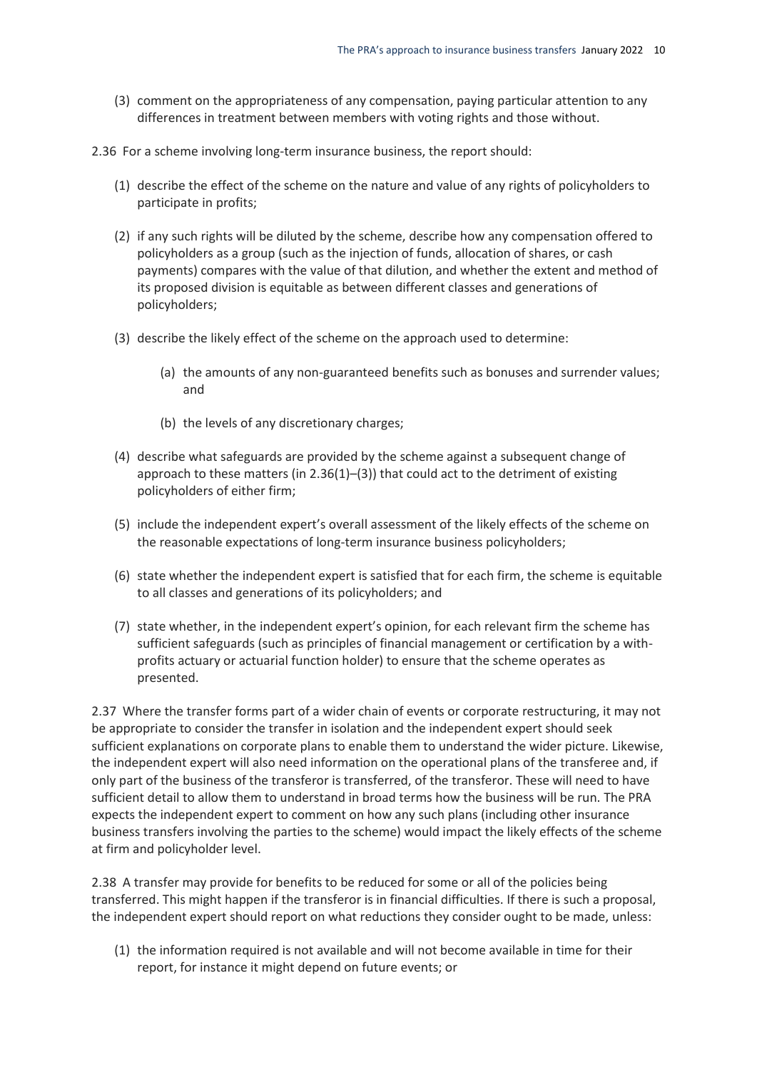(3) comment on the appropriateness of any compensation, paying particular attention to any differences in treatment between members with voting rights and those without.

2.36 For a scheme involving long-term insurance business, the report should:

(1) describe the effect of the scheme on the nature and value of any rights of policyholders to participate in profits;

(2) if any such rights will be diluted by the scheme, describe how any compensation offered to policyholders as a group (such as the injection of funds, allocation of shares, or cash payments) compares with the value of that dilution, and whether the extent and method of its proposed division is equitable as between different classes and generations of policyholders;

(3) describe the likely effect of the scheme on the approach used to determine:

(a) the amounts of any non-guaranteed benefits such as bonuses and surrender values; and

(b) the levels of any discretionary charges;

(4) describe what safeguards are provided by the scheme against a subsequent change of approach to these matters (in 2.36(1)–(3)) that could act to the detriment of existing policyholders of either firm;

(5) include the independent expert's overall assessment of the likely effects of the scheme on the reasonable expectations of long-term insurance business policyholders;

(6) state whether the independent expert is satisfied that for each firm, the scheme is equitable to all classes and generations of its policyholders; and

(7) state whether, in the independent expert's opinion, for each relevant firm the scheme has sufficient safeguards (such as principles of financial management or certification by a with-profits actuary or actuarial function holder) to ensure that the scheme operates as presented.

2.37 Where the transfer forms part of a wider chain of events or corporate restructuring, it may not be appropriate to consider the transfer in isolation and the independent expert should seek sufficient explanations on corporate plans to enable them to understand the wider picture. Likewise, the independent expert will also need information on the operational plans of the transferee and, if only part of the business of the transferor is transferred, of the transferor. These will need to have sufficient detail to allow them to understand in broad terms how the business will be run. The PRA expects the independent expert to comment on how any such plans (including other insurance business transfers involving the parties to the scheme) would impact the likely effects of the scheme at firm and policyholder level.

2.38 A transfer may provide for benefits to be reduced for some or all of the policies being transferred. This might happen if the transferor is in financial difficulties. If there is such a proposal, the independent expert should report on what reductions they consider ought to be made, unless:

(1) the information required is not available and will not become available in time for their report, for instance it might depend on future events; or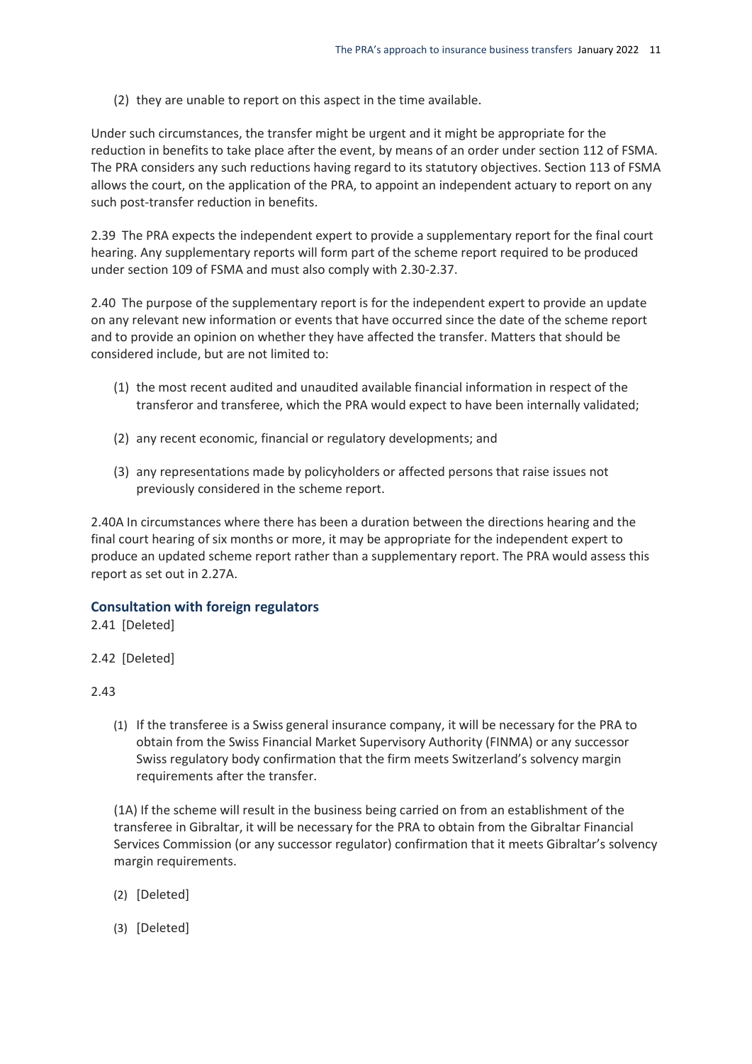(2) they are unable to report on this aspect in the time available.

Under such circumstances, the transfer might be urgent and it might be appropriate for the reduction in benefits to take place after the event, by means of an order under section 112 of FSMA. The PRA considers any such reductions having regard to its statutory objectives. Section 113 of FSMA allows the court, on the application of the PRA, to appoint an independent actuary to report on any such post-transfer reduction in benefits.

2.39 The PRA expects the independent expert to provide a supplementary report for the final court hearing. Any supplementary reports will form part of the scheme report required to be produced under section 109 of FSMA and must also comply with 2.30-2.37.

2.40 The purpose of the supplementary report is for the independent expert to provide an update on any relevant new information or events that have occurred since the date of the scheme report and to provide an opinion on whether they have affected the transfer. Matters that should be considered include, but are not limited to:

(1) the most recent audited and unaudited available financial information in respect of the transferor and transferee, which the PRA would expect to have been internally validated;

(2) any recent economic, financial or regulatory developments; and

(3) any representations made by policyholders or affected persons that raise issues not previously considered in the scheme report.

2.40A In circumstances where there has been a duration between the directions hearing and the final court hearing of six months or more, it may be appropriate for the independent expert to produce an updated scheme report rather than a supplementary report. The PRA would assess this report as set out in 2.27A.

### Consultation with foreign regulators

2.41 [Deleted]

2.42 [Deleted]

2.43

(1) If the transferee is a Swiss general insurance company, it will be necessary for the PRA to obtain from the Swiss Financial Market Supervisory Authority (FINMA) or any successor Swiss regulatory body confirmation that the firm meets Switzerland's solvency margin requirements after the transfer.

(1A) If the scheme will result in the business being carried on from an establishment of the transferee in Gibraltar, it will be necessary for the PRA to obtain from the Gibraltar Financial Services Commission (or any successor regulator) confirmation that it meets Gibraltar's solvency margin requirements.

(2) [Deleted]

(3) [Deleted]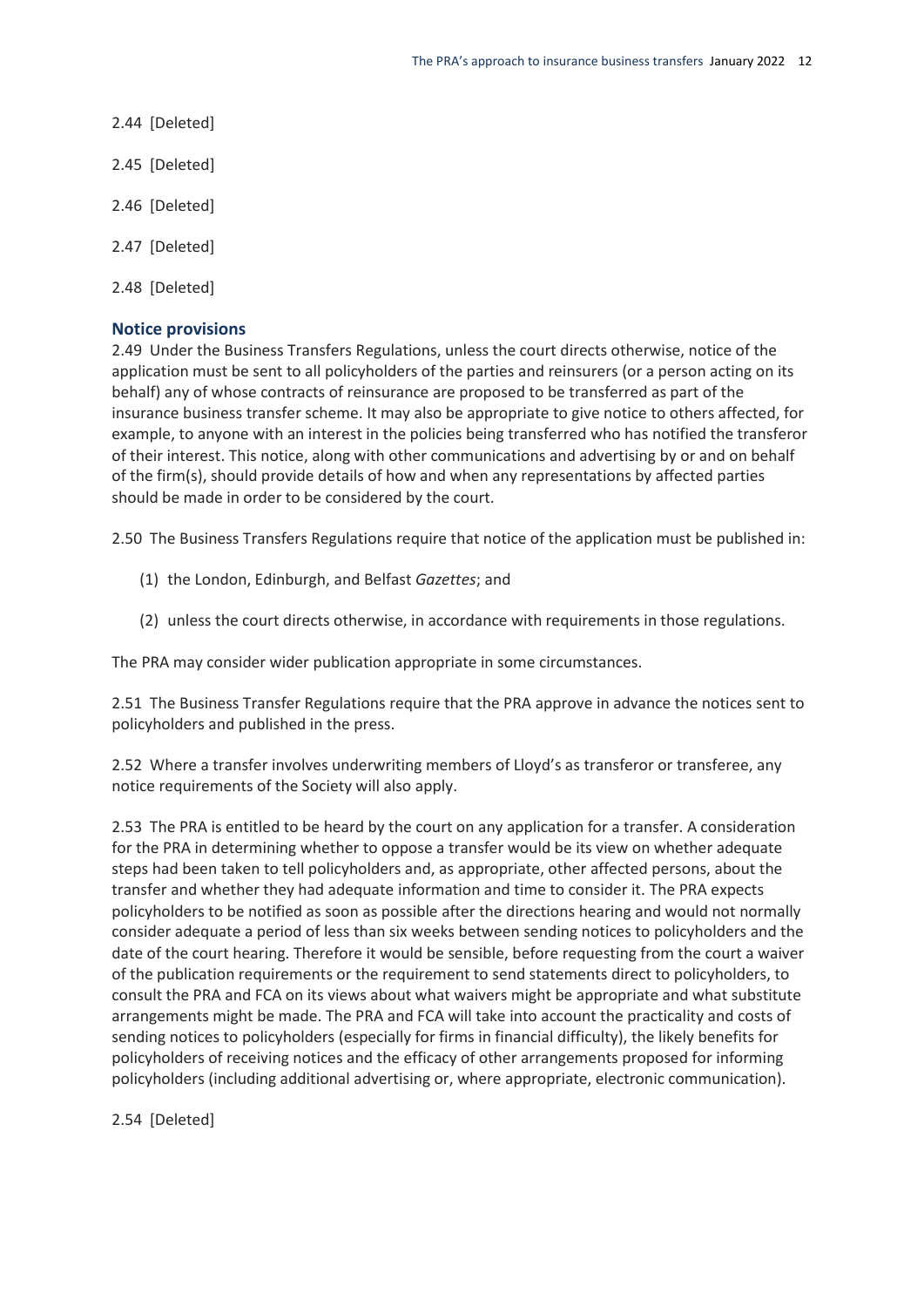2.44 [Deleted]

2.45 [Deleted]

2.46 [Deleted]

2.47 [Deleted]

2.48 [Deleted]

## Notice provisions

2.49 Under the Business Transfers Regulations, unless the court directs otherwise, notice of the application must be sent to all policyholders of the parties and reinsurers (or a person acting on its behalf) any of whose contracts of reinsurance are proposed to be transferred as part of the insurance business transfer scheme. It may also be appropriate to give notice to others affected, for example, to anyone with an interest in the policies being transferred who has notified the transferor of their interest. This notice, along with other communications and advertising by or and on behalf of the firm(s), should provide details of how and when any representations by affected parties should be made in order to be considered by the court.

2.50 The Business Transfers Regulations require that notice of the application must be published in:

(1) the London, Edinburgh, and Belfast *Gazettes*; and

(2) unless the court directs otherwise, in accordance with requirements in those regulations.

The PRA may consider wider publication appropriate in some circumstances.

2.51 The Business Transfer Regulations require that the PRA approve in advance the notices sent to policyholders and published in the press.

2.52 Where a transfer involves underwriting members of Lloyd's as transferor or transferee, any notice requirements of the Society will also apply.

2.53 The PRA is entitled to be heard by the court on any application for a transfer. A consideration for the PRA in determining whether to oppose a transfer would be its view on whether adequate steps had been taken to tell policyholders and, as appropriate, other affected persons, about the transfer and whether they had adequate information and time to consider it. The PRA expects policyholders to be notified as soon as possible after the directions hearing and would not normally consider adequate a period of less than six weeks between sending notices to policyholders and the date of the court hearing. Therefore it would be sensible, before requesting from the court a waiver of the publication requirements or the requirement to send statements direct to policyholders, to consult the PRA and FCA on its views about what waivers might be appropriate and what substitute arrangements might be made. The PRA and FCA will take into account the practicality and costs of sending notices to policyholders (especially for firms in financial difficulty), the likely benefits for policyholders of receiving notices and the efficacy of other arrangements proposed for informing policyholders (including additional advertising or, where appropriate, electronic communication).

2.54 [Deleted]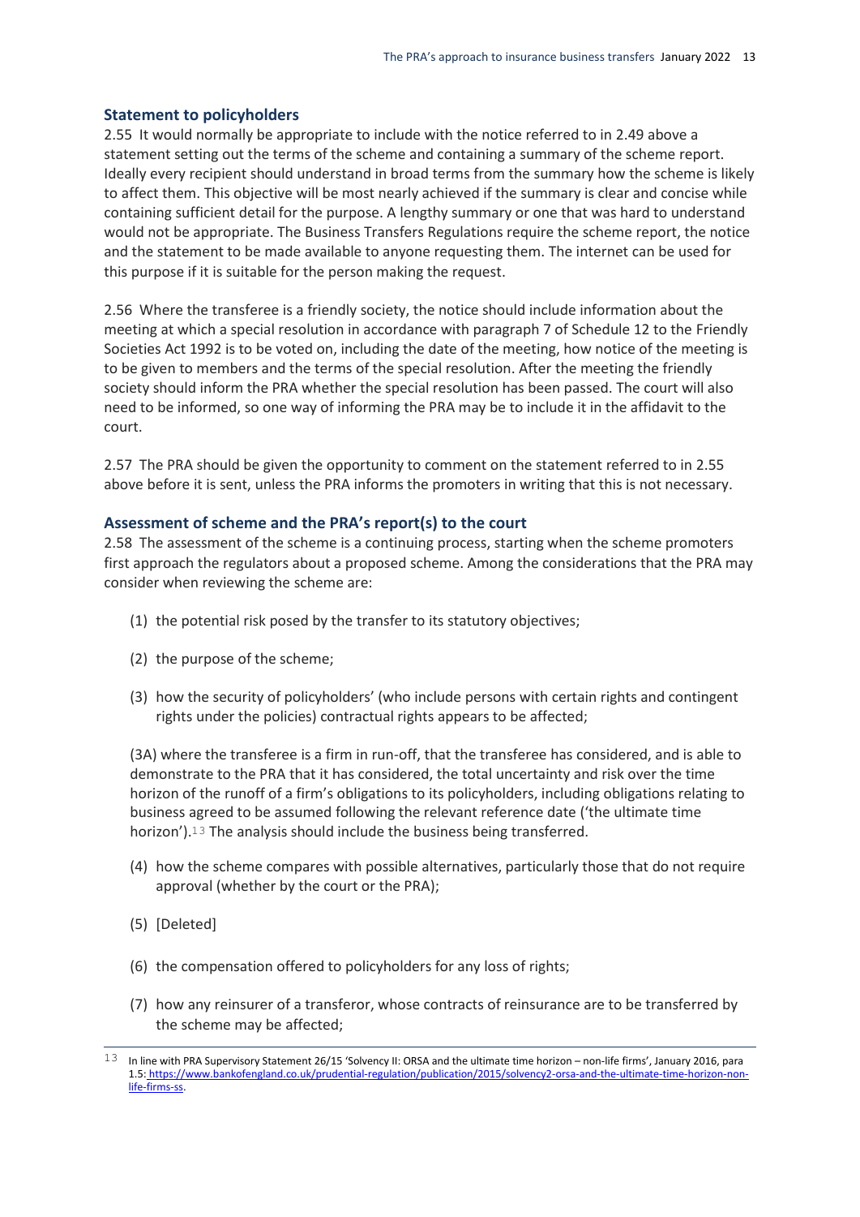### Statement to policyholders

2.55 It would normally be appropriate to include with the notice referred to in 2.49 above a statement setting out the terms of the scheme and containing a summary of the scheme report. Ideally every recipient should understand in broad terms from the summary how the scheme is likely to affect them. This objective will be most nearly achieved if the summary is clear and concise while containing sufficient detail for the purpose. A lengthy summary or one that was hard to understand would not be appropriate. The Business Transfers Regulations require the scheme report, the notice and the statement to be made available to anyone requesting them. The internet can be used for this purpose if it is suitable for the person making the request.

2.56 Where the transferee is a friendly society, the notice should include information about the meeting at which a special resolution in accordance with paragraph 7 of Schedule 12 to the Friendly Societies Act 1992 is to be voted on, including the date of the meeting, how notice of the meeting is to be given to members and the terms of the special resolution. After the meeting the friendly society should inform the PRA whether the special resolution has been passed. The court will also need to be informed, so one way of informing the PRA may be to include it in the affidavit to the court.

2.57 The PRA should be given the opportunity to comment on the statement referred to in 2.55 above before it is sent, unless the PRA informs the promoters in writing that this is not necessary.

### Assessment of scheme and the PRA's report(s) to the court

2.58 The assessment of the scheme is a continuing process, starting when the scheme promoters first approach the regulators about a proposed scheme. Among the considerations that the PRA may consider when reviewing the scheme are:

(1) the potential risk posed by the transfer to its statutory objectives;

(2) the purpose of the scheme;

(3) how the security of policyholders' (who include persons with certain rights and contingent rights under the policies) contractual rights appears to be affected;

(3A) where the transferee is a firm in run-off, that the transferee has considered, and is able to demonstrate to the PRA that it has considered, the total uncertainty and risk over the time horizon of the runoff of a firm's obligations to its policyholders, including obligations relating to business agreed to be assumed following the relevant reference date ('the ultimate time horizon').[13] The analysis should include the business being transferred.

(4) how the scheme compares with possible alternatives, particularly those that do not require approval (whether by the court or the PRA);

(5) [Deleted]

(6) the compensation offered to policyholders for any loss of rights;

(7) how any reinsurer of a transferor, whose contracts of reinsurance are to be transferred by the scheme may be affected;

[13] In line with PRA Supervisory Statement 26/15 'Solvency II: ORSA and the ultimate time horizon – non-life firms', January 2016, para 1.5: https://www.bankofengland.co.uk/prudential-regulation/publication/2015/solvency2-orsa-and-the-ultimate-time-horizon-non-life-firms-ss.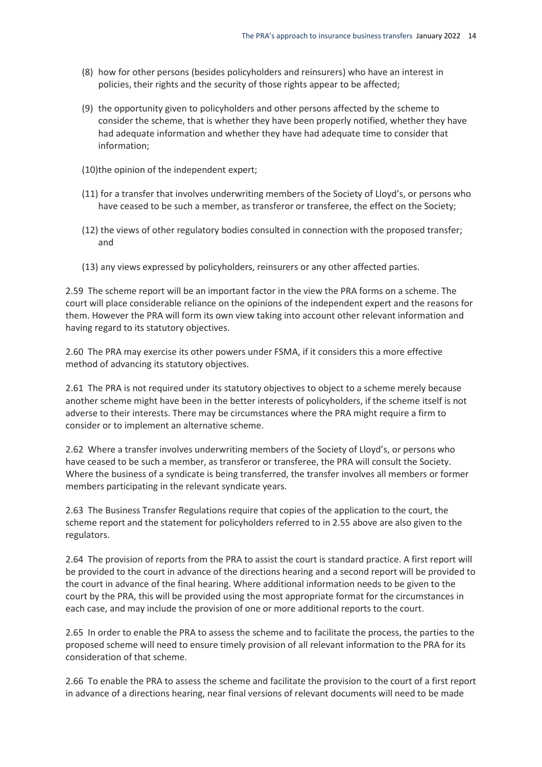(8) how for other persons (besides policyholders and reinsurers) who have an interest in policies, their rights and the security of those rights appear to be affected;

(9) the opportunity given to policyholders and other persons affected by the scheme to consider the scheme, that is whether they have been properly notified, whether they have had adequate information and whether they have had adequate time to consider that information;

(10) the opinion of the independent expert;

(11) for a transfer that involves underwriting members of the Society of Lloyd's, or persons who have ceased to be such a member, as transferor or transferee, the effect on the Society;

(12) the views of other regulatory bodies consulted in connection with the proposed transfer; and

(13) any views expressed by policyholders, reinsurers or any other affected parties.

2.59 The scheme report will be an important factor in the view the PRA forms on a scheme. The court will place considerable reliance on the opinions of the independent expert and the reasons for them. However the PRA will form its own view taking into account other relevant information and having regard to its statutory objectives.

2.60 The PRA may exercise its other powers under FSMA, if it considers this a more effective method of advancing its statutory objectives.

2.61 The PRA is not required under its statutory objectives to object to a scheme merely because another scheme might have been in the better interests of policyholders, if the scheme itself is not adverse to their interests. There may be circumstances where the PRA might require a firm to consider or to implement an alternative scheme.

2.62 Where a transfer involves underwriting members of the Society of Lloyd's, or persons who have ceased to be such a member, as transferor or transferee, the PRA will consult the Society. Where the business of a syndicate is being transferred, the transfer involves all members or former members participating in the relevant syndicate years.

2.63 The Business Transfer Regulations require that copies of the application to the court, the scheme report and the statement for policyholders referred to in 2.55 above are also given to the regulators.

2.64 The provision of reports from the PRA to assist the court is standard practice. A first report will be provided to the court in advance of the directions hearing and a second report will be provided to the court in advance of the final hearing. Where additional information needs to be given to the court by the PRA, this will be provided using the most appropriate format for the circumstances in each case, and may include the provision of one or more additional reports to the court.

2.65 In order to enable the PRA to assess the scheme and to facilitate the process, the parties to the proposed scheme will need to ensure timely provision of all relevant information to the PRA for its consideration of that scheme.

2.66 To enable the PRA to assess the scheme and facilitate the provision to the court of a first report in advance of a directions hearing, near final versions of relevant documents will need to be made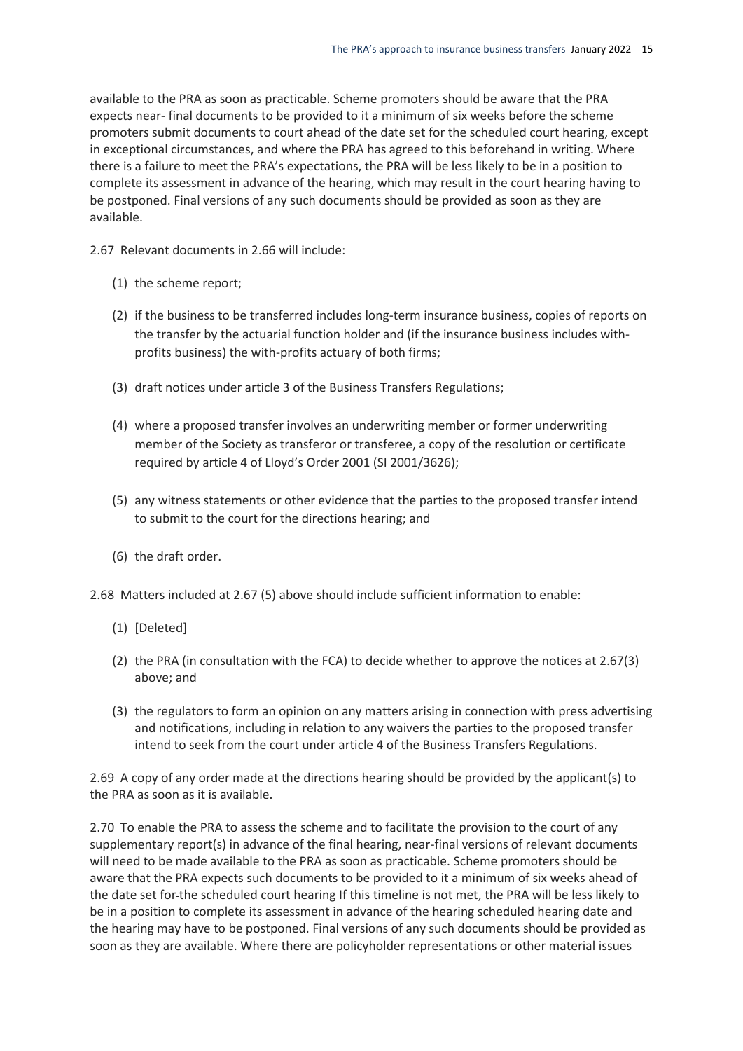available to the PRA as soon as practicable. Scheme promoters should be aware that the PRA expects near- final documents to be provided to it a minimum of six weeks before the scheme promoters submit documents to court ahead of the date set for the scheduled court hearing, except in exceptional circumstances, and where the PRA has agreed to this beforehand in writing. Where there is a failure to meet the PRA's expectations, the PRA will be less likely to be in a position to complete its assessment in advance of the hearing, which may result in the court hearing having to be postponed. Final versions of any such documents should be provided as soon as they are available.

2.67 Relevant documents in 2.66 will include:

(1) the scheme report;

(2) if the business to be transferred includes long-term insurance business, copies of reports on the transfer by the actuarial function holder and (if the insurance business includes with-profits business) the with-profits actuary of both firms;

(3) draft notices under article 3 of the Business Transfers Regulations;

(4) where a proposed transfer involves an underwriting member or former underwriting member of the Society as transferor or transferee, a copy of the resolution or certificate required by article 4 of Lloyd's Order 2001 (SI 2001/3626);

(5) any witness statements or other evidence that the parties to the proposed transfer intend to submit to the court for the directions hearing; and

(6) the draft order.

2.68 Matters included at 2.67 (5) above should include sufficient information to enable:

(1) [Deleted]

(2) the PRA (in consultation with the FCA) to decide whether to approve the notices at 2.67(3) above; and

(3) the regulators to form an opinion on any matters arising in connection with press advertising and notifications, including in relation to any waivers the parties to the proposed transfer intend to seek from the court under article 4 of the Business Transfers Regulations.

2.69 A copy of any order made at the directions hearing should be provided by the applicant(s) to the PRA as soon as it is available.

2.70 To enable the PRA to assess the scheme and to facilitate the provision to the court of any supplementary report(s) in advance of the final hearing, near-final versions of relevant documents will need to be made available to the PRA as soon as practicable. Scheme promoters should be aware that the PRA expects such documents to be provided to it a minimum of six weeks ahead of the date set for the scheduled court hearing If this timeline is not met, the PRA will be less likely to be in a position to complete its assessment in advance of the hearing scheduled hearing date and the hearing may have to be postponed. Final versions of any such documents should be provided as soon as they are available. Where there are policyholder representations or other material issues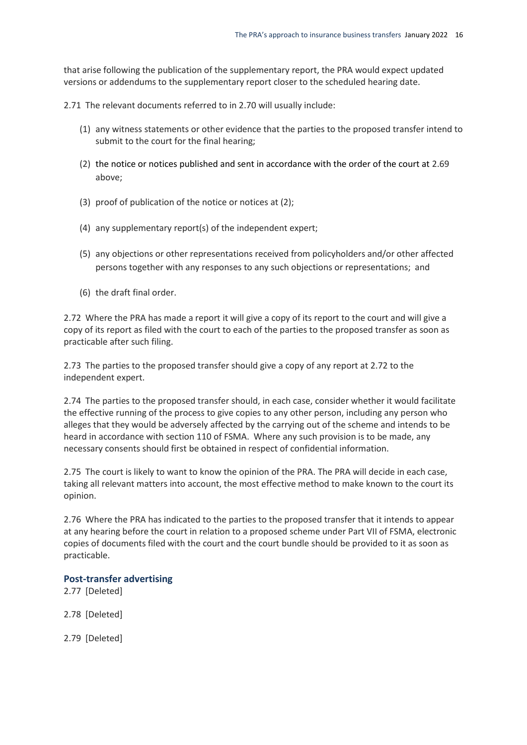that arise following the publication of the supplementary report, the PRA would expect updated versions or addendums to the supplementary report closer to the scheduled hearing date.

2.71 The relevant documents referred to in 2.70 will usually include:

(1) any witness statements or other evidence that the parties to the proposed transfer intend to submit to the court for the final hearing;

(2) the notice or notices published and sent in accordance with the order of the court at 2.69 above;

(3) proof of publication of the notice or notices at (2);

(4) any supplementary report(s) of the independent expert;

(5) any objections or other representations received from policyholders and/or other affected persons together with any responses to any such objections or representations; and

(6) the draft final order.

2.72 Where the PRA has made a report it will give a copy of its report to the court and will give a copy of its report as filed with the court to each of the parties to the proposed transfer as soon as practicable after such filing.

2.73 The parties to the proposed transfer should give a copy of any report at 2.72 to the independent expert.

2.74 The parties to the proposed transfer should, in each case, consider whether it would facilitate the effective running of the process to give copies to any other person, including any person who alleges that they would be adversely affected by the carrying out of the scheme and intends to be heard in accordance with section 110 of FSMA. Where any such provision is to be made, any necessary consents should first be obtained in respect of confidential information.

2.75 The court is likely to want to know the opinion of the PRA. The PRA will decide in each case, taking all relevant matters into account, the most effective method to make known to the court its opinion.

2.76 Where the PRA has indicated to the parties to the proposed transfer that it intends to appear at any hearing before the court in relation to a proposed scheme under Part VII of FSMA, electronic copies of documents filed with the court and the court bundle should be provided to it as soon as practicable.

### Post-transfer advertising

2.77 [Deleted]

2.78 [Deleted]

2.79 [Deleted]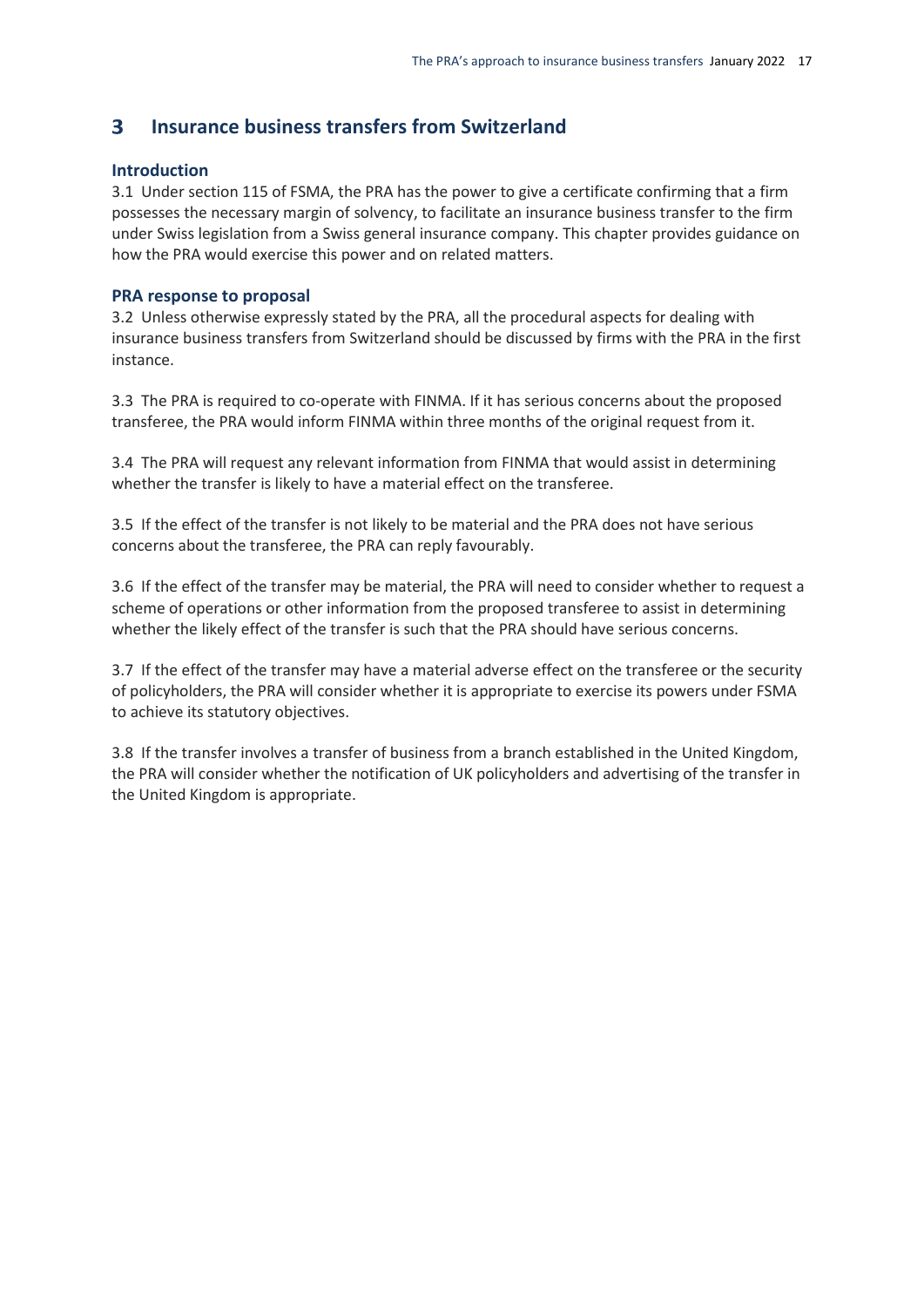# 3 Insurance business transfers from Switzerland

## Introduction

3.1 Under section 115 of FSMA, the PRA has the power to give a certificate confirming that a firm possesses the necessary margin of solvency, to facilitate an insurance business transfer to the firm under Swiss legislation from a Swiss general insurance company. This chapter provides guidance on how the PRA would exercise this power and on related matters.

## PRA response to proposal

3.2 Unless otherwise expressly stated by the PRA, all the procedural aspects for dealing with insurance business transfers from Switzerland should be discussed by firms with the PRA in the first instance.

3.3 The PRA is required to co-operate with FINMA. If it has serious concerns about the proposed transferee, the PRA would inform FINMA within three months of the original request from it.

3.4 The PRA will request any relevant information from FINMA that would assist in determining whether the transfer is likely to have a material effect on the transferee.

3.5 If the effect of the transfer is not likely to be material and the PRA does not have serious concerns about the transferee, the PRA can reply favourably.

3.6 If the effect of the transfer may be material, the PRA will need to consider whether to request a scheme of operations or other information from the proposed transferee to assist in determining whether the likely effect of the transfer is such that the PRA should have serious concerns.

3.7 If the effect of the transfer may have a material adverse effect on the transferee or the security of policyholders, the PRA will consider whether it is appropriate to exercise its powers under FSMA to achieve its statutory objectives.

3.8 If the transfer involves a transfer of business from a branch established in the United Kingdom, the PRA will consider whether the notification of UK policyholders and advertising of the transfer in the United Kingdom is appropriate.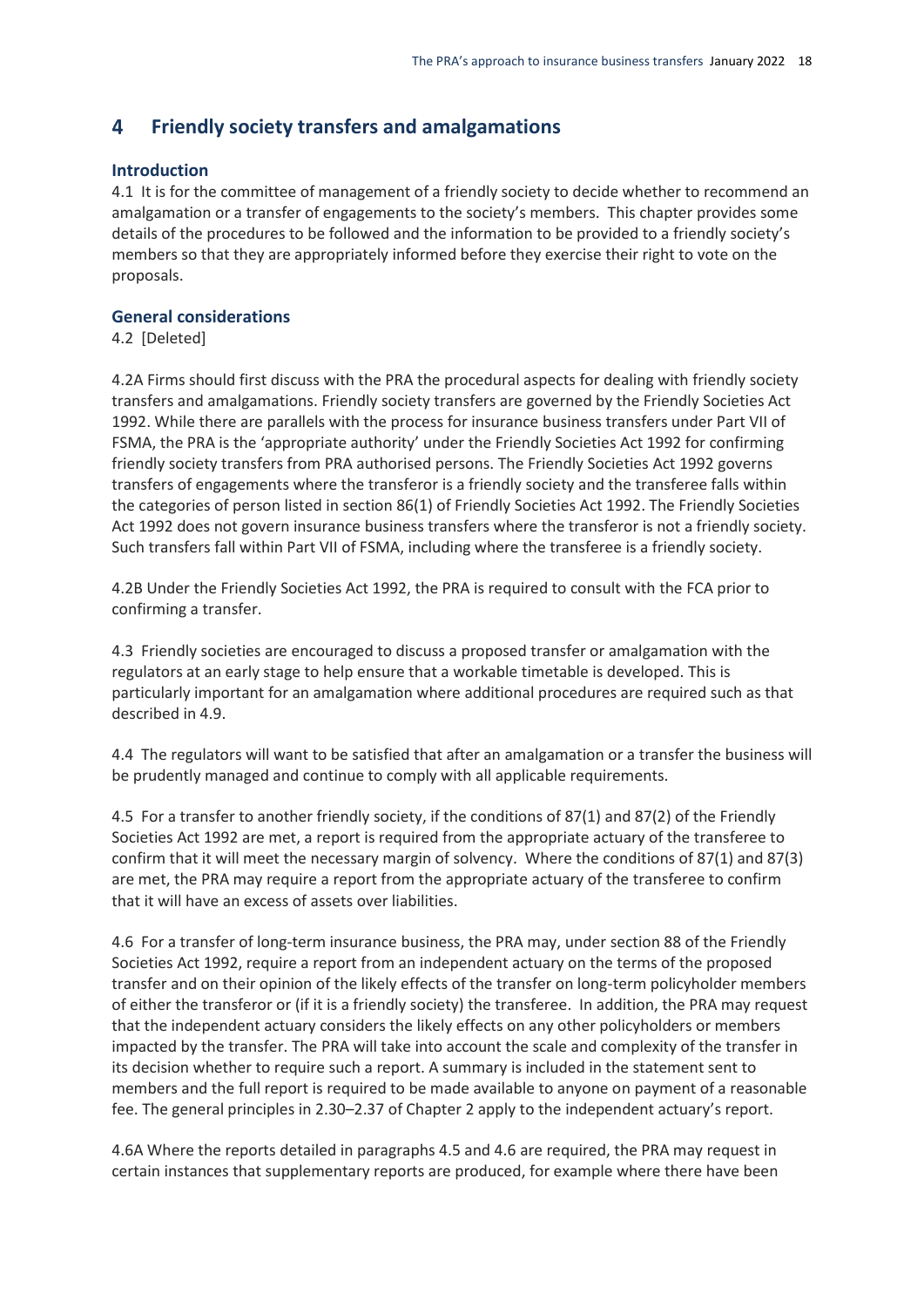# 4 Friendly society transfers and amalgamations

### Introduction

4.1 It is for the committee of management of a friendly society to decide whether to recommend an amalgamation or a transfer of engagements to the society's members. This chapter provides some details of the procedures to be followed and the information to be provided to a friendly society's members so that they are appropriately informed before they exercise their right to vote on the proposals.

### General considerations

4.2 [Deleted]

4.2A Firms should first discuss with the PRA the procedural aspects for dealing with friendly society transfers and amalgamations. Friendly society transfers are governed by the Friendly Societies Act 1992. While there are parallels with the process for insurance business transfers under Part VII of FSMA, the PRA is the 'appropriate authority' under the Friendly Societies Act 1992 for confirming friendly society transfers from PRA authorised persons. The Friendly Societies Act 1992 governs transfers of engagements where the transferor is a friendly society and the transferee falls within the categories of person listed in section 86(1) of Friendly Societies Act 1992. The Friendly Societies Act 1992 does not govern insurance business transfers where the transferor is not a friendly society. Such transfers fall within Part VII of FSMA, including where the transferee is a friendly society.

4.2B Under the Friendly Societies Act 1992, the PRA is required to consult with the FCA prior to confirming a transfer.

4.3 Friendly societies are encouraged to discuss a proposed transfer or amalgamation with the regulators at an early stage to help ensure that a workable timetable is developed. This is particularly important for an amalgamation where additional procedures are required such as that described in 4.9.

4.4 The regulators will want to be satisfied that after an amalgamation or a transfer the business will be prudently managed and continue to comply with all applicable requirements.

4.5 For a transfer to another friendly society, if the conditions of 87(1) and 87(2) of the Friendly Societies Act 1992 are met, a report is required from the appropriate actuary of the transferee to confirm that it will meet the necessary margin of solvency. Where the conditions of 87(1) and 87(3) are met, the PRA may require a report from the appropriate actuary of the transferee to confirm that it will have an excess of assets over liabilities.

4.6 For a transfer of long-term insurance business, the PRA may, under section 88 of the Friendly Societies Act 1992, require a report from an independent actuary on the terms of the proposed transfer and on their opinion of the likely effects of the transfer on long-term policyholder members of either the transferor or (if it is a friendly society) the transferee. In addition, the PRA may request that the independent actuary considers the likely effects on any other policyholders or members impacted by the transfer. The PRA will take into account the scale and complexity of the transfer in its decision whether to require such a report. A summary is included in the statement sent to members and the full report is required to be made available to anyone on payment of a reasonable fee. The general principles in 2.30–2.37 of Chapter 2 apply to the independent actuary's report.

4.6A Where the reports detailed in paragraphs 4.5 and 4.6 are required, the PRA may request in certain instances that supplementary reports are produced, for example where there have been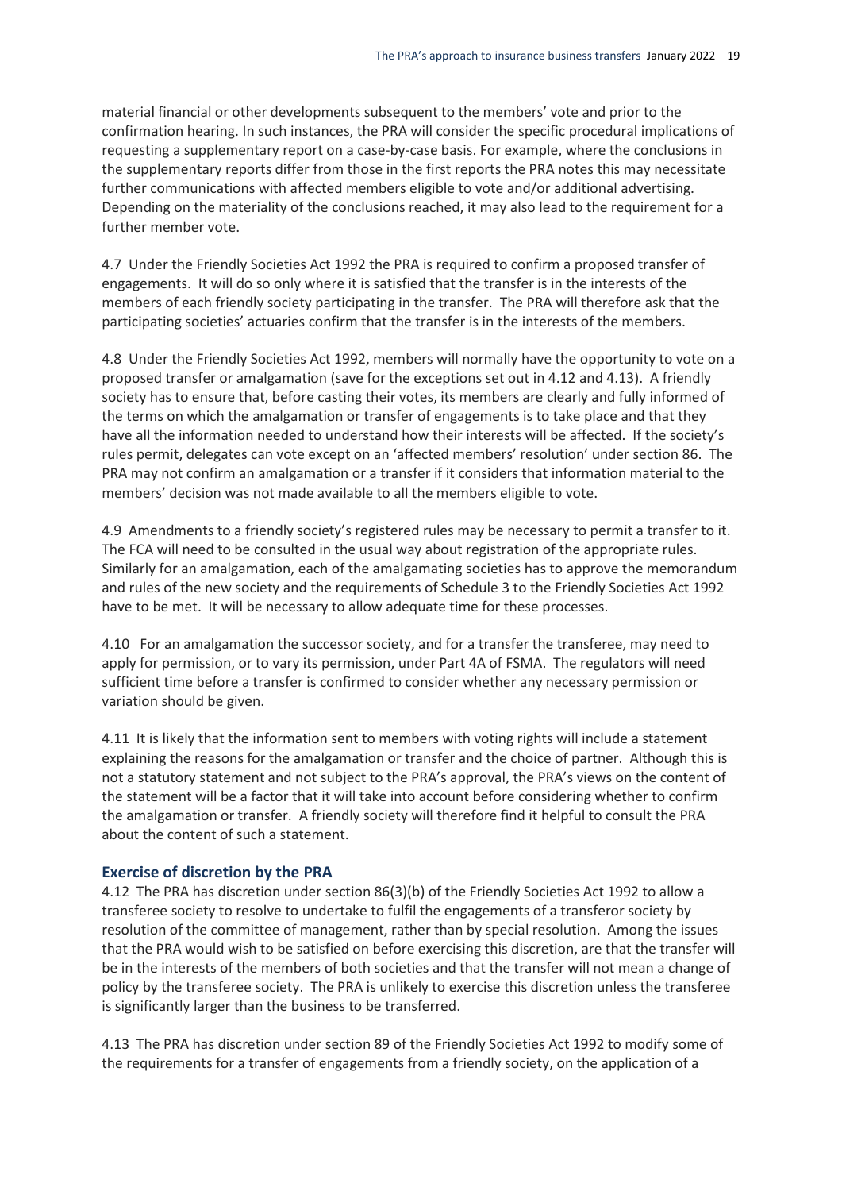material financial or other developments subsequent to the members' vote and prior to the confirmation hearing. In such instances, the PRA will consider the specific procedural implications of requesting a supplementary report on a case-by-case basis. For example, where the conclusions in the supplementary reports differ from those in the first reports the PRA notes this may necessitate further communications with affected members eligible to vote and/or additional advertising. Depending on the materiality of the conclusions reached, it may also lead to the requirement for a further member vote.

4.7 Under the Friendly Societies Act 1992 the PRA is required to confirm a proposed transfer of engagements. It will do so only where it is satisfied that the transfer is in the interests of the members of each friendly society participating in the transfer. The PRA will therefore ask that the participating societies' actuaries confirm that the transfer is in the interests of the members.

4.8 Under the Friendly Societies Act 1992, members will normally have the opportunity to vote on a proposed transfer or amalgamation (save for the exceptions set out in 4.12 and 4.13). A friendly society has to ensure that, before casting their votes, its members are clearly and fully informed of the terms on which the amalgamation or transfer of engagements is to take place and that they have all the information needed to understand how their interests will be affected. If the society's rules permit, delegates can vote except on an 'affected members' resolution' under section 86. The PRA may not confirm an amalgamation or a transfer if it considers that information material to the members' decision was not made available to all the members eligible to vote.

4.9 Amendments to a friendly society's registered rules may be necessary to permit a transfer to it. The FCA will need to be consulted in the usual way about registration of the appropriate rules. Similarly for an amalgamation, each of the amalgamating societies has to approve the memorandum and rules of the new society and the requirements of Schedule 3 to the Friendly Societies Act 1992 have to be met. It will be necessary to allow adequate time for these processes.

4.10 For an amalgamation the successor society, and for a transfer the transferee, may need to apply for permission, or to vary its permission, under Part 4A of FSMA. The regulators will need sufficient time before a transfer is confirmed to consider whether any necessary permission or variation should be given.

4.11 It is likely that the information sent to members with voting rights will include a statement explaining the reasons for the amalgamation or transfer and the choice of partner. Although this is not a statutory statement and not subject to the PRA's approval, the PRA's views on the content of the statement will be a factor that it will take into account before considering whether to confirm the amalgamation or transfer. A friendly society will therefore find it helpful to consult the PRA about the content of such a statement.

### Exercise of discretion by the PRA

4.12 The PRA has discretion under section 86(3)(b) of the Friendly Societies Act 1992 to allow a transferee society to resolve to undertake to fulfil the engagements of a transferor society by resolution of the committee of management, rather than by special resolution. Among the issues that the PRA would wish to be satisfied on before exercising this discretion, are that the transfer will be in the interests of the members of both societies and that the transfer will not mean a change of policy by the transferee society. The PRA is unlikely to exercise this discretion unless the transferee is significantly larger than the business to be transferred.

4.13 The PRA has discretion under section 89 of the Friendly Societies Act 1992 to modify some of the requirements for a transfer of engagements from a friendly society, on the application of a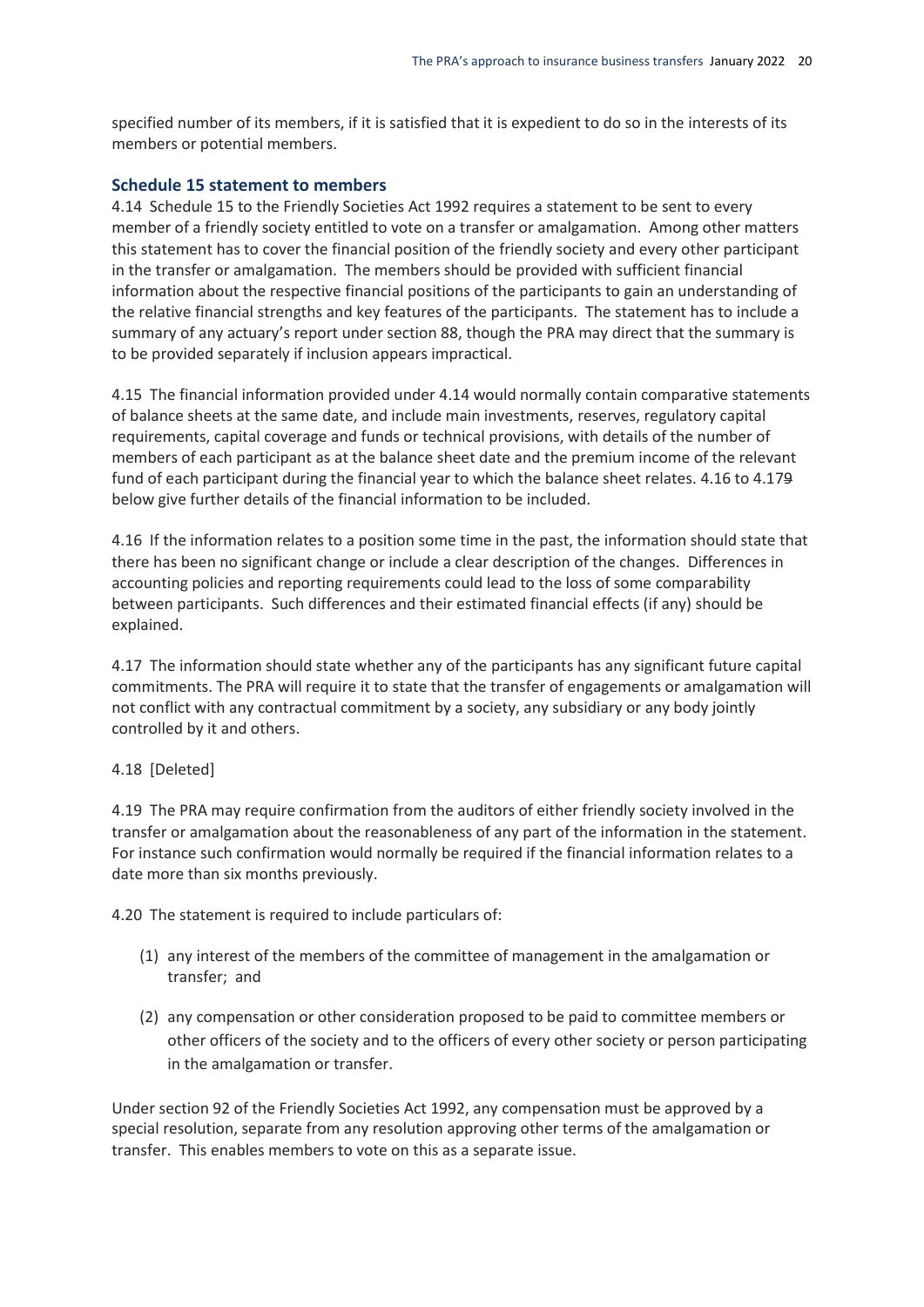specified number of its members, if it is satisfied that it is expedient to do so in the interests of its members or potential members.

### Schedule 15 statement to members

4.14 Schedule 15 to the Friendly Societies Act 1992 requires a statement to be sent to every member of a friendly society entitled to vote on a transfer or amalgamation. Among other matters this statement has to cover the financial position of the friendly society and every other participant in the transfer or amalgamation. The members should be provided with sufficient financial information about the respective financial positions of the participants to gain an understanding of the relative financial strengths and key features of the participants. The statement has to include a summary of any actuary's report under section 88, though the PRA may direct that the summary is to be provided separately if inclusion appears impractical.

4.15 The financial information provided under 4.14 would normally contain comparative statements of balance sheets at the same date, and include main investments, reserves, regulatory capital requirements, capital coverage and funds or technical provisions, with details of the number of members of each participant as at the balance sheet date and the premium income of the relevant fund of each participant during the financial year to which the balance sheet relates. 4.16 to 4.179 below give further details of the financial information to be included.

4.16 If the information relates to a position some time in the past, the information should state that there has been no significant change or include a clear description of the changes. Differences in accounting policies and reporting requirements could lead to the loss of some comparability between participants. Such differences and their estimated financial effects (if any) should be explained.

4.17 The information should state whether any of the participants has any significant future capital commitments. The PRA will require it to state that the transfer of engagements or amalgamation will not conflict with any contractual commitment by a society, any subsidiary or any body jointly controlled by it and others.

4.18 [Deleted]

4.19 The PRA may require confirmation from the auditors of either friendly society involved in the transfer or amalgamation about the reasonableness of any part of the information in the statement. For instance such confirmation would normally be required if the financial information relates to a date more than six months previously.

4.20 The statement is required to include particulars of:

(1) any interest of the members of the committee of management in the amalgamation or transfer; and

(2) any compensation or other consideration proposed to be paid to committee members or other officers of the society and to the officers of every other society or person participating in the amalgamation or transfer.

Under section 92 of the Friendly Societies Act 1992, any compensation must be approved by a special resolution, separate from any resolution approving other terms of the amalgamation or transfer. This enables members to vote on this as a separate issue.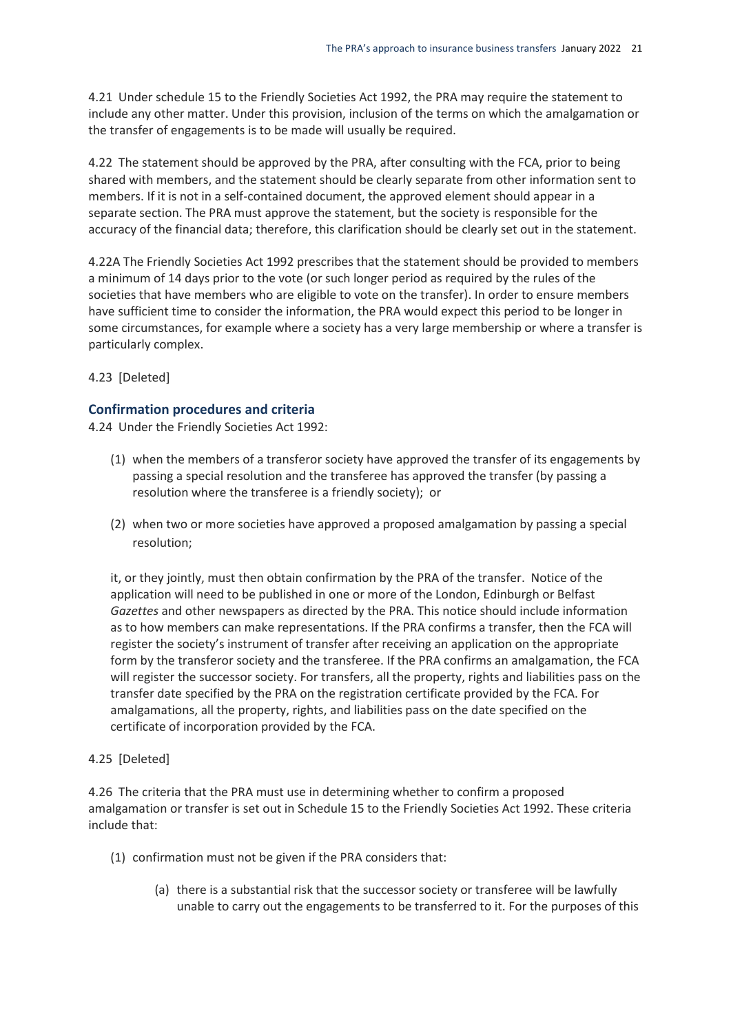4.21 Under schedule 15 to the Friendly Societies Act 1992, the PRA may require the statement to include any other matter. Under this provision, inclusion of the terms on which the amalgamation or the transfer of engagements is to be made will usually be required.

4.22 The statement should be approved by the PRA, after consulting with the FCA, prior to being shared with members, and the statement should be clearly separate from other information sent to members. If it is not in a self-contained document, the approved element should appear in a separate section. The PRA must approve the statement, but the society is responsible for the accuracy of the financial data; therefore, this clarification should be clearly set out in the statement.

4.22A The Friendly Societies Act 1992 prescribes that the statement should be provided to members a minimum of 14 days prior to the vote (or such longer period as required by the rules of the societies that have members who are eligible to vote on the transfer). In order to ensure members have sufficient time to consider the information, the PRA would expect this period to be longer in some circumstances, for example where a society has a very large membership or where a transfer is particularly complex.

4.23 [Deleted]

### Confirmation procedures and criteria

4.24 Under the Friendly Societies Act 1992:

(1) when the members of a transferor society have approved the transfer of its engagements by passing a special resolution and the transferee has approved the transfer (by passing a resolution where the transferee is a friendly society); or

(2) when two or more societies have approved a proposed amalgamation by passing a special resolution;

it, or they jointly, must then obtain confirmation by the PRA of the transfer. Notice of the application will need to be published in one or more of the London, Edinburgh or Belfast *Gazettes* and other newspapers as directed by the PRA. This notice should include information as to how members can make representations. If the PRA confirms a transfer, then the FCA will register the society's instrument of transfer after receiving an application on the appropriate form by the transferor society and the transferee. If the PRA confirms an amalgamation, the FCA will register the successor society. For transfers, all the property, rights and liabilities pass on the transfer date specified by the PRA on the registration certificate provided by the FCA. For amalgamations, all the property, rights, and liabilities pass on the date specified on the certificate of incorporation provided by the FCA.

4.25 [Deleted]

4.26 The criteria that the PRA must use in determining whether to confirm a proposed amalgamation or transfer is set out in Schedule 15 to the Friendly Societies Act 1992. These criteria include that:

(1) confirmation must not be given if the PRA considers that:

(a) there is a substantial risk that the successor society or transferee will be lawfully unable to carry out the engagements to be transferred to it. For the purposes of this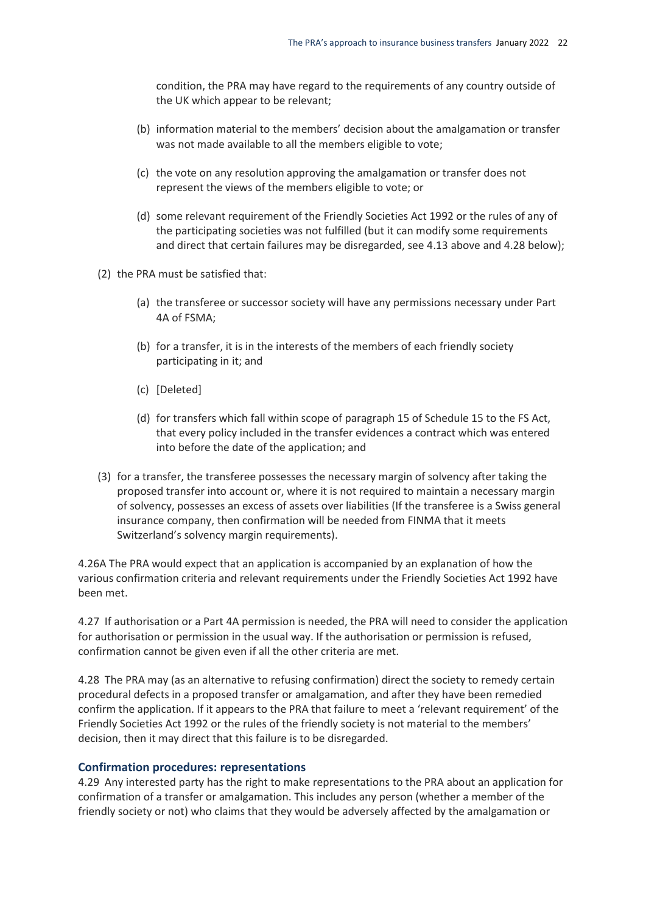condition, the PRA may have regard to the requirements of any country outside of the UK which appear to be relevant;

(b) information material to the members' decision about the amalgamation or transfer was not made available to all the members eligible to vote;

(c) the vote on any resolution approving the amalgamation or transfer does not represent the views of the members eligible to vote; or

(d) some relevant requirement of the Friendly Societies Act 1992 or the rules of any of the participating societies was not fulfilled (but it can modify some requirements and direct that certain failures may be disregarded, see 4.13 above and 4.28 below);

(2) the PRA must be satisfied that:

(a) the transferee or successor society will have any permissions necessary under Part 4A of FSMA;

(b) for a transfer, it is in the interests of the members of each friendly society participating in it; and

(c) [Deleted]

(d) for transfers which fall within scope of paragraph 15 of Schedule 15 to the FS Act, that every policy included in the transfer evidences a contract which was entered into before the date of the application; and

(3) for a transfer, the transferee possesses the necessary margin of solvency after taking the proposed transfer into account or, where it is not required to maintain a necessary margin of solvency, possesses an excess of assets over liabilities (If the transferee is a Swiss general insurance company, then confirmation will be needed from FINMA that it meets Switzerland's solvency margin requirements).

4.26A The PRA would expect that an application is accompanied by an explanation of how the various confirmation criteria and relevant requirements under the Friendly Societies Act 1992 have been met.

4.27 If authorisation or a Part 4A permission is needed, the PRA will need to consider the application for authorisation or permission in the usual way. If the authorisation or permission is refused, confirmation cannot be given even if all the other criteria are met.

4.28 The PRA may (as an alternative to refusing confirmation) direct the society to remedy certain procedural defects in a proposed transfer or amalgamation, and after they have been remedied confirm the application. If it appears to the PRA that failure to meet a 'relevant requirement' of the Friendly Societies Act 1992 or the rules of the friendly society is not material to the members' decision, then it may direct that this failure is to be disregarded.

### Confirmation procedures: representations

4.29 Any interested party has the right to make representations to the PRA about an application for confirmation of a transfer or amalgamation. This includes any person (whether a member of the friendly society or not) who claims that they would be adversely affected by the amalgamation or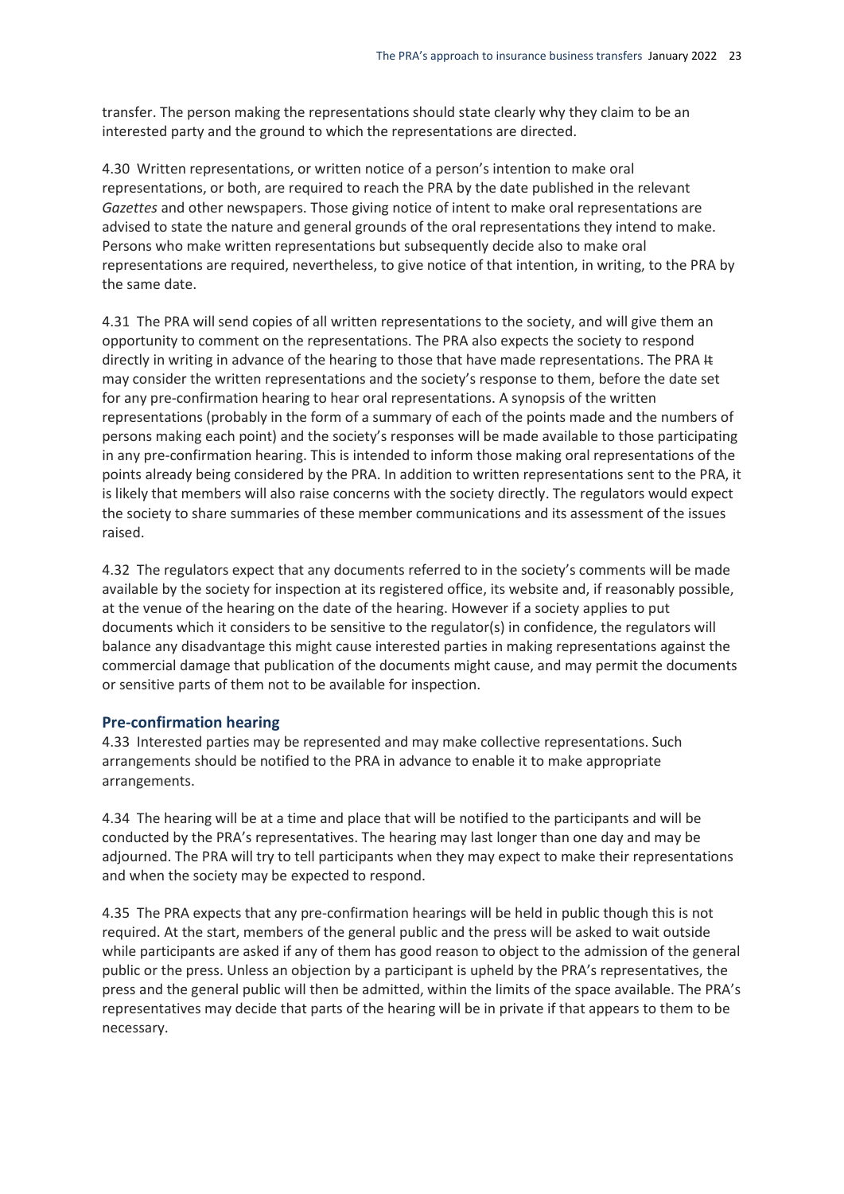transfer. The person making the representations should state clearly why they claim to be an interested party and the ground to which the representations are directed.

4.30 Written representations, or written notice of a person's intention to make oral representations, or both, are required to reach the PRA by the date published in the relevant *Gazettes* and other newspapers. Those giving notice of intent to make oral representations are advised to state the nature and general grounds of the oral representations they intend to make. Persons who make written representations but subsequently decide also to make oral representations are required, nevertheless, to give notice of that intention, in writing, to the PRA by the same date.

4.31 The PRA will send copies of all written representations to the society, and will give them an opportunity to comment on the representations. The PRA also expects the society to respond directly in writing in advance of the hearing to those that have made representations. The PRA ~~It~~ may consider the written representations and the society's response to them, before the date set for any pre-confirmation hearing to hear oral representations. A synopsis of the written representations (probably in the form of a summary of each of the points made and the numbers of persons making each point) and the society's responses will be made available to those participating in any pre-confirmation hearing. This is intended to inform those making oral representations of the points already being considered by the PRA. In addition to written representations sent to the PRA, it is likely that members will also raise concerns with the society directly. The regulators would expect the society to share summaries of these member communications and its assessment of the issues raised.

4.32 The regulators expect that any documents referred to in the society's comments will be made available by the society for inspection at its registered office, its website and, if reasonably possible, at the venue of the hearing on the date of the hearing. However if a society applies to put documents which it considers to be sensitive to the regulator(s) in confidence, the regulators will balance any disadvantage this might cause interested parties in making representations against the commercial damage that publication of the documents might cause, and may permit the documents or sensitive parts of them not to be available for inspection.

### Pre-confirmation hearing

4.33 Interested parties may be represented and may make collective representations. Such arrangements should be notified to the PRA in advance to enable it to make appropriate arrangements.

4.34 The hearing will be at a time and place that will be notified to the participants and will be conducted by the PRA's representatives. The hearing may last longer than one day and may be adjourned. The PRA will try to tell participants when they may expect to make their representations and when the society may be expected to respond.

4.35 The PRA expects that any pre-confirmation hearings will be held in public though this is not required. At the start, members of the general public and the press will be asked to wait outside while participants are asked if any of them has good reason to object to the admission of the general public or the press. Unless an objection by a participant is upheld by the PRA's representatives, the press and the general public will then be admitted, within the limits of the space available. The PRA's representatives may decide that parts of the hearing will be in private if that appears to them to be necessary.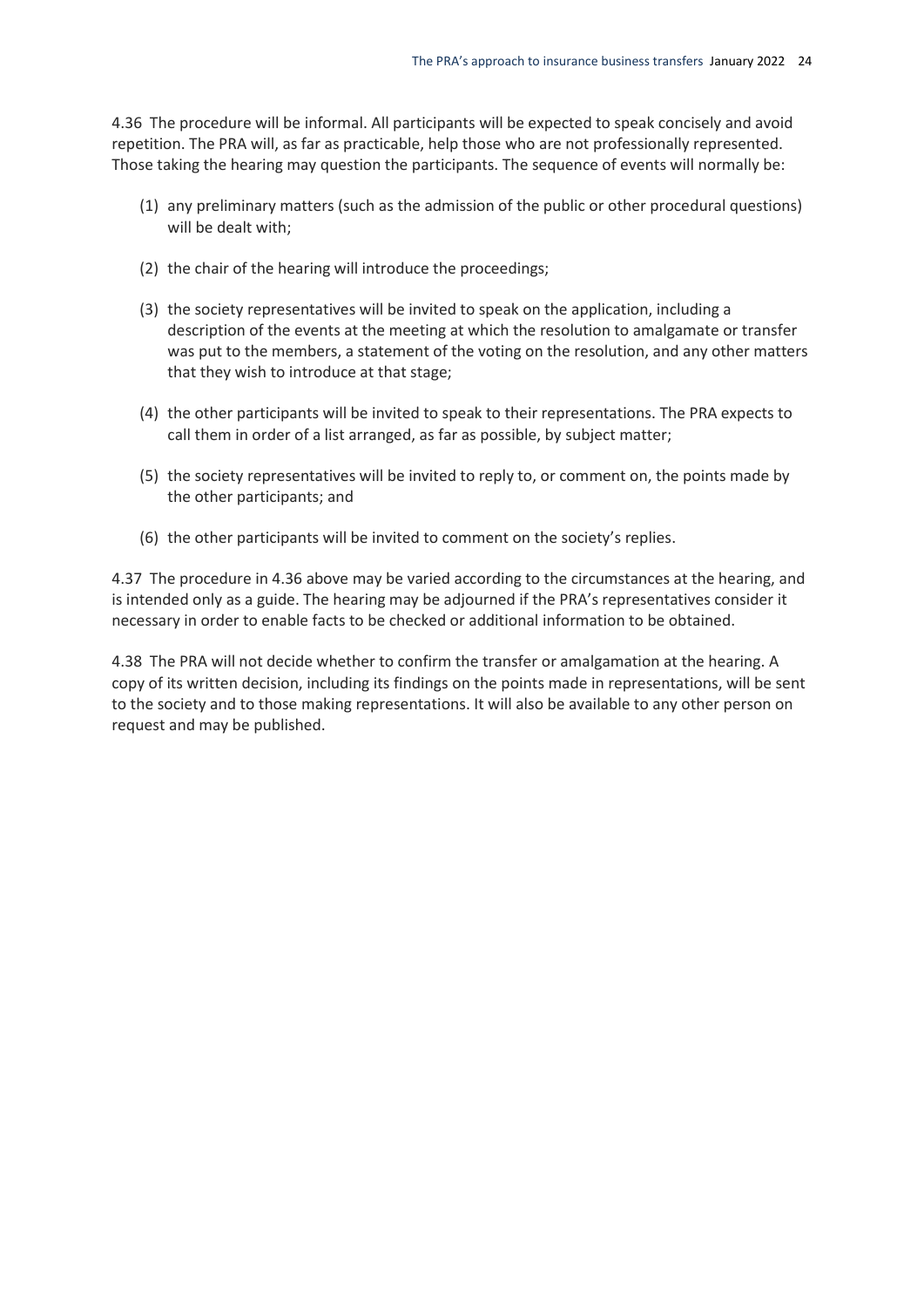4.36 The procedure will be informal. All participants will be expected to speak concisely and avoid repetition. The PRA will, as far as practicable, help those who are not professionally represented. Those taking the hearing may question the participants. The sequence of events will normally be:

(1) any preliminary matters (such as the admission of the public or other procedural questions) will be dealt with;

(2) the chair of the hearing will introduce the proceedings;

(3) the society representatives will be invited to speak on the application, including a description of the events at the meeting at which the resolution to amalgamate or transfer was put to the members, a statement of the voting on the resolution, and any other matters that they wish to introduce at that stage;

(4) the other participants will be invited to speak to their representations. The PRA expects to call them in order of a list arranged, as far as possible, by subject matter;

(5) the society representatives will be invited to reply to, or comment on, the points made by the other participants; and

(6) the other participants will be invited to comment on the society's replies.

4.37 The procedure in 4.36 above may be varied according to the circumstances at the hearing, and is intended only as a guide. The hearing may be adjourned if the PRA's representatives consider it necessary in order to enable facts to be checked or additional information to be obtained.

4.38 The PRA will not decide whether to confirm the transfer or amalgamation at the hearing. A copy of its written decision, including its findings on the points made in representations, will be sent to the society and to those making representations. It will also be available to any other person on request and may be published.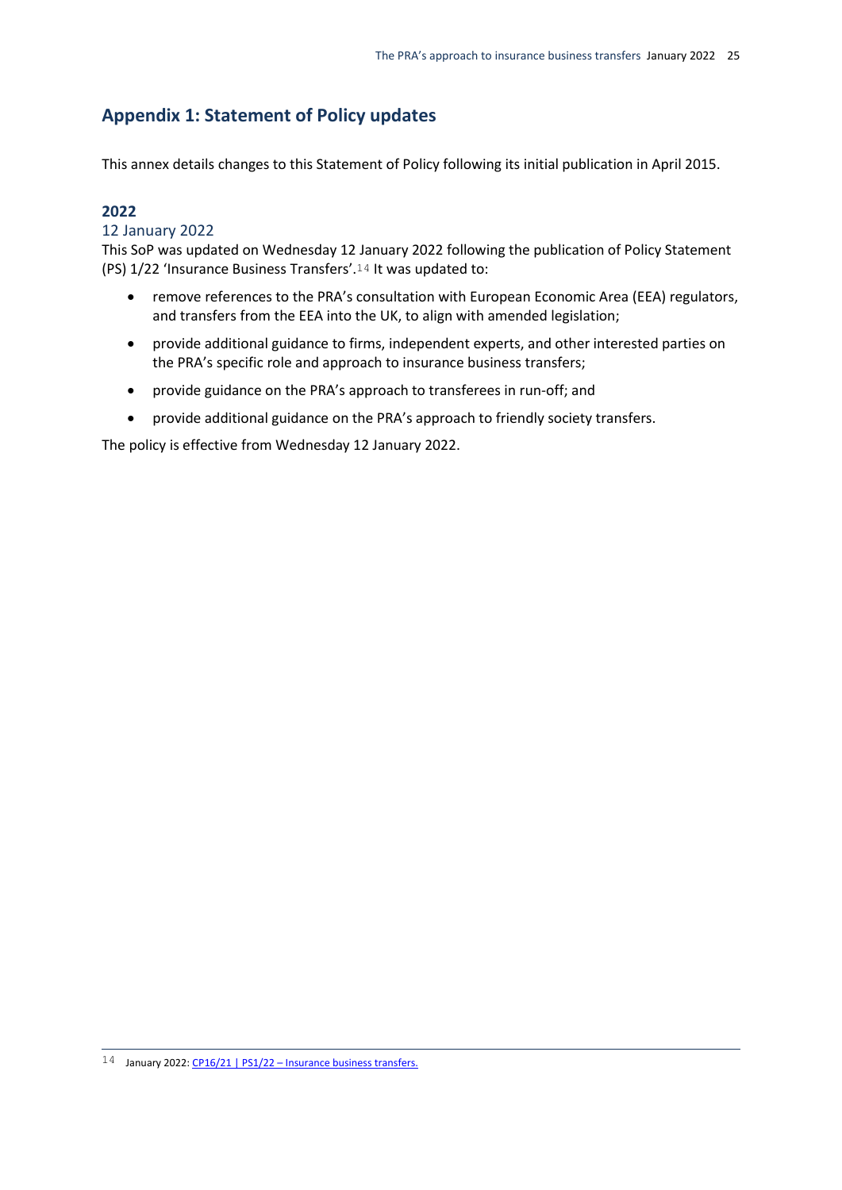## Appendix 1: Statement of Policy updates

This annex details changes to this Statement of Policy following its initial publication in April 2015.

### 2022

#### 12 January 2022

This SoP was updated on Wednesday 12 January 2022 following the publication of Policy Statement (PS) 1/22 'Insurance Business Transfers'.[14] It was updated to:

- remove references to the PRA's consultation with European Economic Area (EEA) regulators, and transfers from the EEA into the UK, to align with amended legislation;
- provide additional guidance to firms, independent experts, and other interested parties on the PRA's specific role and approach to insurance business transfers;
- provide guidance on the PRA's approach to transferees in run-off; and
- provide additional guidance on the PRA's approach to friendly society transfers.

The policy is effective from Wednesday 12 January 2022.

---

14 January 2022: CP16/21 | PS1/22 – Insurance business transfers.